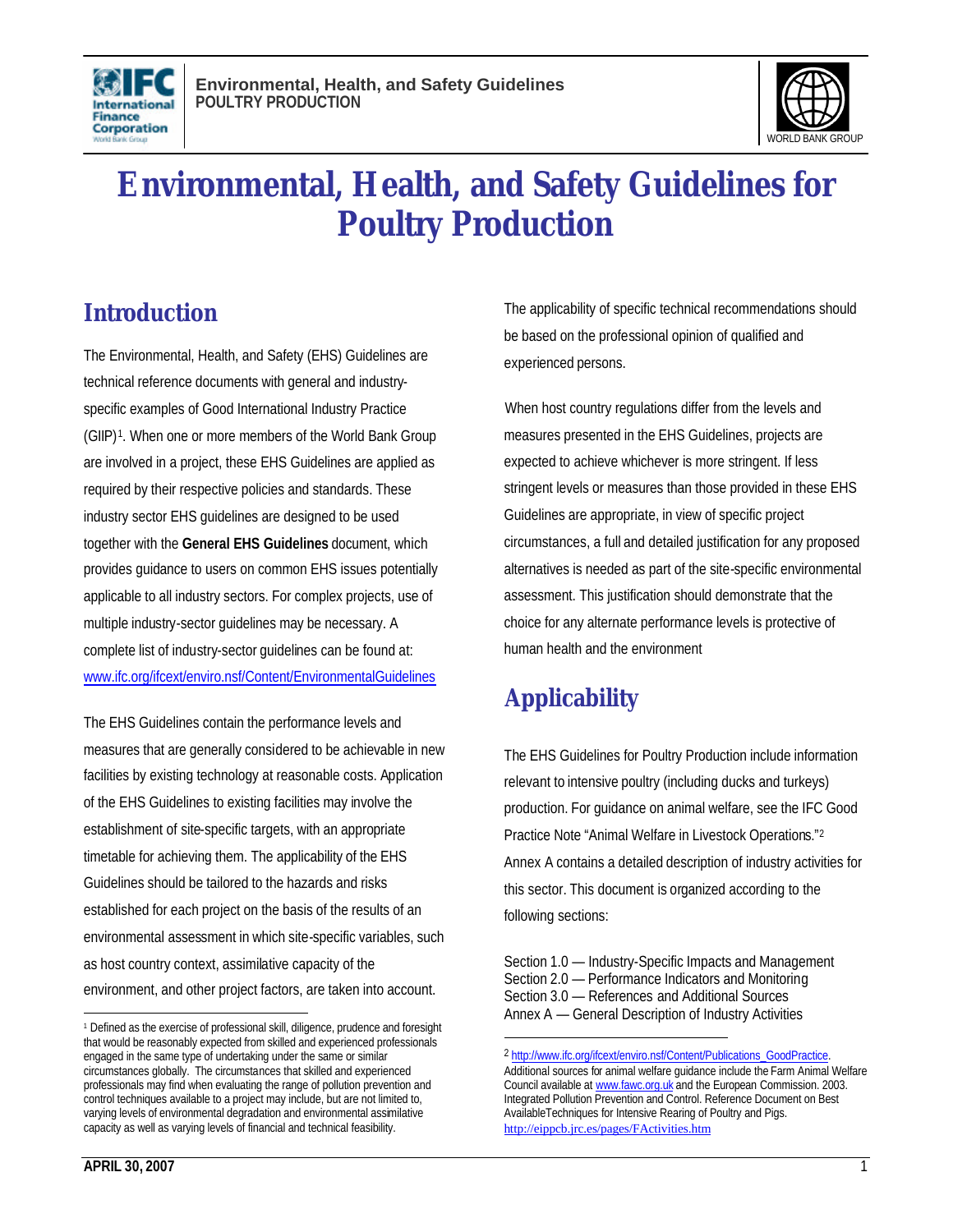# Environmental, Health, and Safety Guidelines for Poultry Production

## Introduction

The Environmental, Health, and Safety (EHS) Guidelines are technical reference documents with general and industry-specific examples of Good International Industry Practice (GIIP)[1]. When one or more members of the World Bank Group are involved in a project, these EHS Guidelines are applied as required by their respective policies and standards. These industry sector EHS guidelines are designed to be used together with the **General EHS Guidelines** document, which provides guidance to users on common EHS issues potentially applicable to all industry sectors. For complex projects, use of multiple industry-sector guidelines may be necessary. A complete list of industry-sector guidelines can be found at: www.ifc.org/ifcext/enviro.nsf/Content/EnvironmentalGuidelines

The EHS Guidelines contain the performance levels and measures that are generally considered to be achievable in new facilities by existing technology at reasonable costs. Application of the EHS Guidelines to existing facilities may involve the establishment of site-specific targets, with an appropriate timetable for achieving them. The applicability of the EHS Guidelines should be tailored to the hazards and risks established for each project on the basis of the results of an environmental assessment in which site-specific variables, such as host country context, assimilative capacity of the environment, and other project factors, are taken into account. The applicability of specific technical recommendations should be based on the professional opinion of qualified and experienced persons.

When host country regulations differ from the levels and measures presented in the EHS Guidelines, projects are expected to achieve whichever is more stringent. If less stringent levels or measures than those provided in these EHS Guidelines are appropriate, in view of specific project circumstances, a full and detailed justification for any proposed alternatives is needed as part of the site-specific environmental assessment. This justification should demonstrate that the choice for any alternate performance levels is protective of human health and the environment

## Applicability

The EHS Guidelines for Poultry Production include information relevant to intensive poultry (including ducks and turkeys) production. For guidance on animal welfare, see the IFC Good Practice Note "Animal Welfare in Livestock Operations."[2] Annex A contains a detailed description of industry activities for this sector. This document is organized according to the following sections:

Section 1.0 — Industry-Specific Impacts and Management
Section 2.0 — Performance Indicators and Monitoring
Section 3.0 — References and Additional Sources
Annex A — General Description of Industry Activities

---

[1] Defined as the exercise of professional skill, diligence, prudence and foresight that would be reasonably expected from skilled and experienced professionals engaged in the same type of undertaking under the same or similar circumstances globally. The circumstances that skilled and experienced professionals may find when evaluating the range of pollution prevention and control techniques available to a project may include, but are not limited to, varying levels of environmental degradation and environmental assimilative capacity as well as varying levels of financial and technical feasibility.

[2] http://www.ifc.org/ifcext/enviro.nsf/Content/Publications_GoodPractice. Additional sources for animal welfare guidance include the Farm Animal Welfare Council available at www.fawc.org.uk and the European Commission. 2003. Integrated Pollution Prevention and Control. Reference Document on Best AvailableTechniques for Intensive Rearing of Poultry and Pigs. http://eippcb.jrc.es/pages/FActivities.htm

APRIL 30, 2007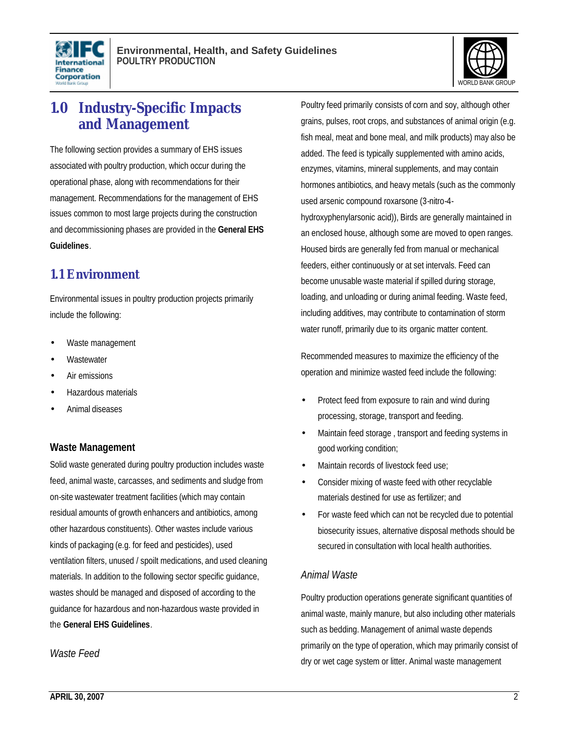# 1.0 Industry-Specific Impacts and Management

The following section provides a summary of EHS issues associated with poultry production, which occur during the operational phase, along with recommendations for their management. Recommendations for the management of EHS issues common to most large projects during the construction and decommissioning phases are provided in the **General EHS Guidelines**.

## 1.1 Environment

Environmental issues in poultry production projects primarily include the following:

- Waste management
- Wastewater
- Air emissions
- Hazardous materials
- Animal diseases

### Waste Management

Solid waste generated during poultry production includes waste feed, animal waste, carcasses, and sediments and sludge from on-site wastewater treatment facilities (which may contain residual amounts of growth enhancers and antibiotics, among other hazardous constituents). Other wastes include various kinds of packaging (e.g. for feed and pesticides), used ventilation filters, unused / spoilt medications, and used cleaning materials. In addition to the following sector specific guidance, wastes should be managed and disposed of according to the guidance for hazardous and non-hazardous waste provided in the **General EHS Guidelines**.

#### *Waste Feed*

Poultry feed primarily consists of corn and soy, although other grains, pulses, root crops, and substances of animal origin (e.g. fish meal, meat and bone meal, and milk products) may also be added. The feed is typically supplemented with amino acids, enzymes, vitamins, mineral supplements, and may contain hormones antibiotics, and heavy metals (such as the commonly used arsenic compound roxarsone (3-nitro-4-hydroxyphenylarsonic acid)), Birds are generally maintained in an enclosed house, although some are moved to open ranges. Housed birds are generally fed from manual or mechanical feeders, either continuously or at set intervals. Feed can become unusable waste material if spilled during storage, loading, and unloading or during animal feeding. Waste feed, including additives, may contribute to contamination of storm water runoff, primarily due to its organic matter content.

Recommended measures to maximize the efficiency of the operation and minimize wasted feed include the following:

- Protect feed from exposure to rain and wind during processing, storage, transport and feeding.
- Maintain feed storage , transport and feeding systems in good working condition;
- Maintain records of livestock feed use;
- Consider mixing of waste feed with other recyclable materials destined for use as fertilizer; and
- For waste feed which can not be recycled due to potential biosecurity issues, alternative disposal methods should be secured in consultation with local health authorities.

#### *Animal Waste*

Poultry production operations generate significant quantities of animal waste, mainly manure, but also including other materials such as bedding. Management of animal waste depends primarily on the type of operation, which may primarily consist of dry or wet cage system or litter. Animal waste management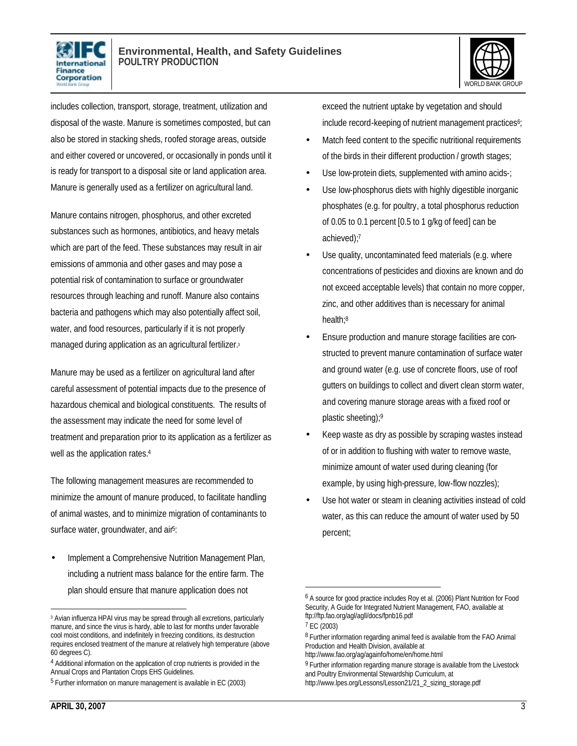includes collection, transport, storage, treatment, utilization and disposal of the waste. Manure is sometimes composted, but can also be stored in stacking sheds, roofed storage areas, outside and either covered or uncovered, or occasionally in ponds until it is ready for transport to a disposal site or land application area. Manure is generally used as a fertilizer on agricultural land.

Manure contains nitrogen, phosphorus, and other excreted substances such as hormones, antibiotics, and heavy metals which are part of the feed. These substances may result in air emissions of ammonia and other gases and may pose a potential risk of contamination to surface or groundwater resources through leaching and runoff. Manure also contains bacteria and pathogens which may also potentially affect soil, water, and food resources, particularly if it is not properly managed during application as an agricultural fertilizer.[3]

Manure may be used as a fertilizer on agricultural land after careful assessment of potential impacts due to the presence of hazardous chemical and biological constituents. The results of the assessment may indicate the need for some level of treatment and preparation prior to its application as a fertilizer as well as the application rates.[4]

The following management measures are recommended to minimize the amount of manure produced, to facilitate handling of animal wastes, and to minimize migration of contaminants to surface water, groundwater, and air[5]:

- Implement a Comprehensive Nutrition Management Plan, including a nutrient mass balance for the entire farm. The plan should ensure that manure application does not exceed the nutrient uptake by vegetation and should include record-keeping of nutrient management practices[6];
- Match feed content to the specific nutritional requirements of the birds in their different production / growth stages;
- Use low-protein diets, supplemented with amino acids-;
- Use low-phosphorus diets with highly digestible inorganic phosphates (e.g. for poultry, a total phosphorus reduction of 0.05 to 0.1 percent [0.5 to 1 g/kg of feed] can be achieved);[7]
- Use quality, uncontaminated feed materials (e.g. where concentrations of pesticides and dioxins are known and do not exceed acceptable levels) that contain no more copper, zinc, and other additives than is necessary for animal health;[8]
- Ensure production and manure storage facilities are constructed to prevent manure contamination of surface water and ground water (e.g. use of concrete floors, use of roof gutters on buildings to collect and divert clean storm water, and covering manure storage areas with a fixed roof or plastic sheeting);[9]
- Keep waste as dry as possible by scraping wastes instead of or in addition to flushing with water to remove waste, minimize amount of water used during cleaning (for example, by using high-pressure, low-flow nozzles);
- Use hot water or steam in cleaning activities instead of cold water, as this can reduce the amount of water used by 50 percent;

---

[3] Avian influenza HPAI virus may be spread through all excretions, particularly manure, and since the virus is hardy, able to last for months under favorable cool moist conditions, and indefinitely in freezing conditions, its destruction requires enclosed treatment of the manure at relatively high temperature (above 60 degrees C).

[4] Additional information on the application of crop nutrients is provided in the Annual Crops and Plantation Crops EHS Guidelines.

[5] Further information on manure management is available in EC (2003)

[6] A source for good practice includes Roy et al. (2006) Plant Nutrition for Food Security, A Guide for Integrated Nutrient Management, FAO, available at ftp://ftp.fao.org/agl/agll/docs/fpnb16.pdf

[7] EC (2003)

[8] Further information regarding animal feed is available from the FAO Animal Production and Health Division, available at http://www.fao.org/ag/againfo/home/en/home.html

[9] Further information regarding manure storage is available from the Livestock and Poultry Environmental Stewardship Curriculum, at http://www.lpes.org/Lessons/Lesson21/21_2_sizing_storage.pdf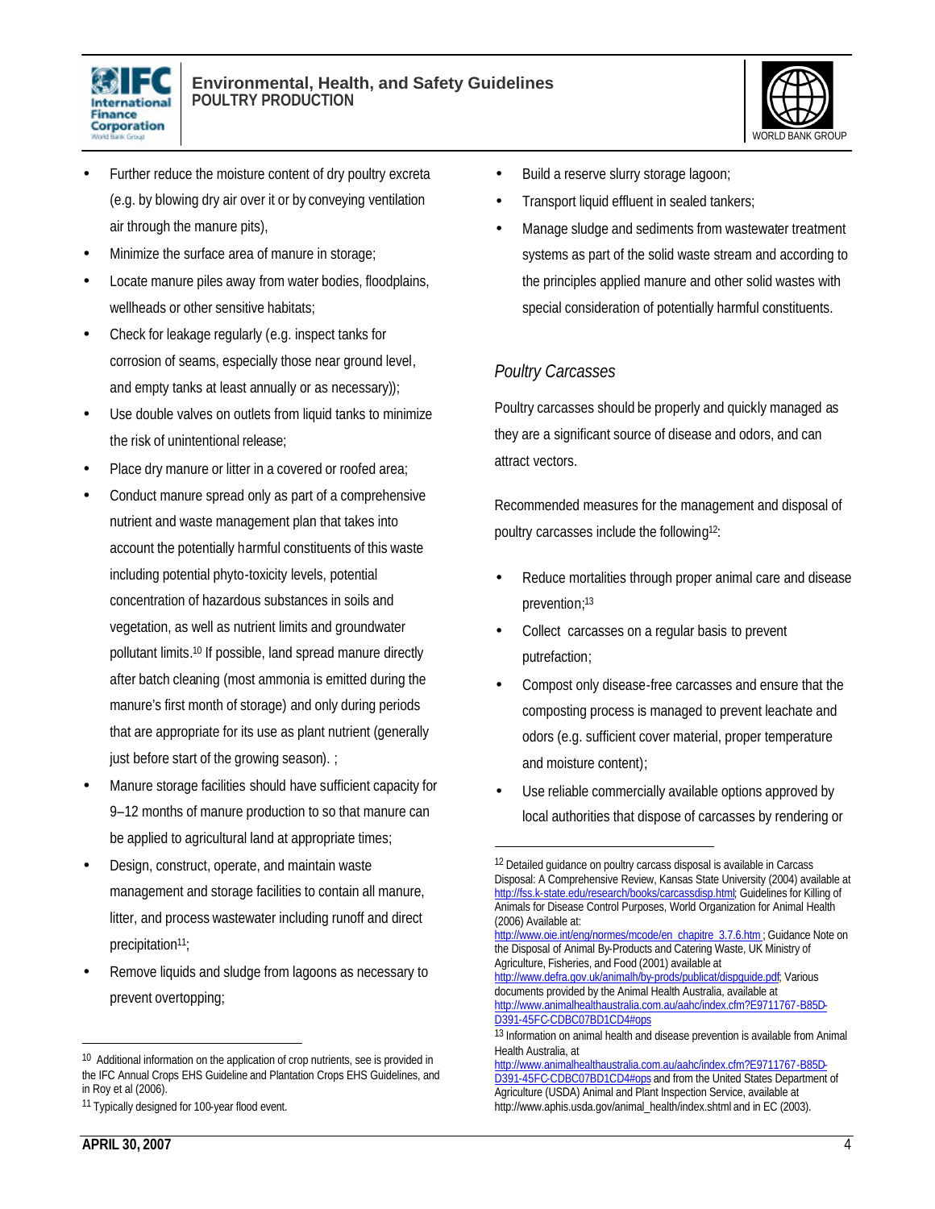- Further reduce the moisture content of dry poultry excreta (e.g. by blowing dry air over it or by conveying ventilation air through the manure pits),
- Minimize the surface area of manure in storage;
- Locate manure piles away from water bodies, floodplains, wellheads or other sensitive habitats;
- Check for leakage regularly (e.g. inspect tanks for corrosion of seams, especially those near ground level, and empty tanks at least annually or as necessary));
- Use double valves on outlets from liquid tanks to minimize the risk of unintentional release;
- Place dry manure or litter in a covered or roofed area;
- Conduct manure spread only as part of a comprehensive nutrient and waste management plan that takes into account the potentially harmful constituents of this waste including potential phyto-toxicity levels, potential concentration of hazardous substances in soils and vegetation, as well as nutrient limits and groundwater pollutant limits.[10] If possible, land spread manure directly after batch cleaning (most ammonia is emitted during the manure's first month of storage) and only during periods that are appropriate for its use as plant nutrient (generally just before start of the growing season). ;
- Manure storage facilities should have sufficient capacity for 9–12 months of manure production to so that manure can be applied to agricultural land at appropriate times;
- Design, construct, operate, and maintain waste management and storage facilities to contain all manure, litter, and process wastewater including runoff and direct precipitation[11];
- Remove liquids and sludge from lagoons as necessary to prevent overtopping;
- Build a reserve slurry storage lagoon;
- Transport liquid effluent in sealed tankers;
- Manage sludge and sediments from wastewater treatment systems as part of the solid waste stream and according to the principles applied manure and other solid wastes with special consideration of potentially harmful constituents.

### *Poultry Carcasses*

Poultry carcasses should be properly and quickly managed as they are a significant source of disease and odors, and can attract vectors.

Recommended measures for the management and disposal of poultry carcasses include the following[12]:

- Reduce mortalities through proper animal care and disease prevention;[13]
- Collect carcasses on a regular basis to prevent putrefaction;
- Compost only disease-free carcasses and ensure that the composting process is managed to prevent leachate and odors (e.g. sufficient cover material, proper temperature and moisture content);
- Use reliable commercially available options approved by local authorities that dispose of carcasses by rendering or

---

[10] Additional information on the application of crop nutrients, see is provided in the IFC Annual Crops EHS Guideline and Plantation Crops EHS Guidelines, and in Roy et al (2006).

[11] Typically designed for 100-year flood event.

[12] Detailed guidance on poultry carcass disposal is available in Carcass Disposal: A Comprehensive Review, Kansas State University (2004) available at http://fss.k-state.edu/research/books/carcassdisp.html; Guidelines for Killing of Animals for Disease Control Purposes, World Organization for Animal Health (2006) Available at: http://www.oie.int/eng/normes/mcode/en_chapitre_3.7.6.htm ; Guidance Note on the Disposal of Animal By-Products and Catering Waste, UK Ministry of Agriculture, Fisheries, and Food (2001) available at http://www.defra.gov.uk/animalh/by-prods/publicat/dispguide.pdf; Various documents provided by the Animal Health Australia, available at http://www.animalhealthaustralia.com.au/aahc/index.cfm?E9711767-B85D-D391-45FC-CDBC07BD1CD4#ops

[13] Information on animal health and disease prevention is available from Animal Health Australia, at http://www.animalhealthaustralia.com.au/aahc/index.cfm?E9711767-B85D-D391-45FC-CDBC07BD1CD4#ops and from the United States Department of Agriculture (USDA) Animal and Plant Inspection Service, available at http://www.aphis.usda.gov/animal_health/index.shtml and in EC (2003).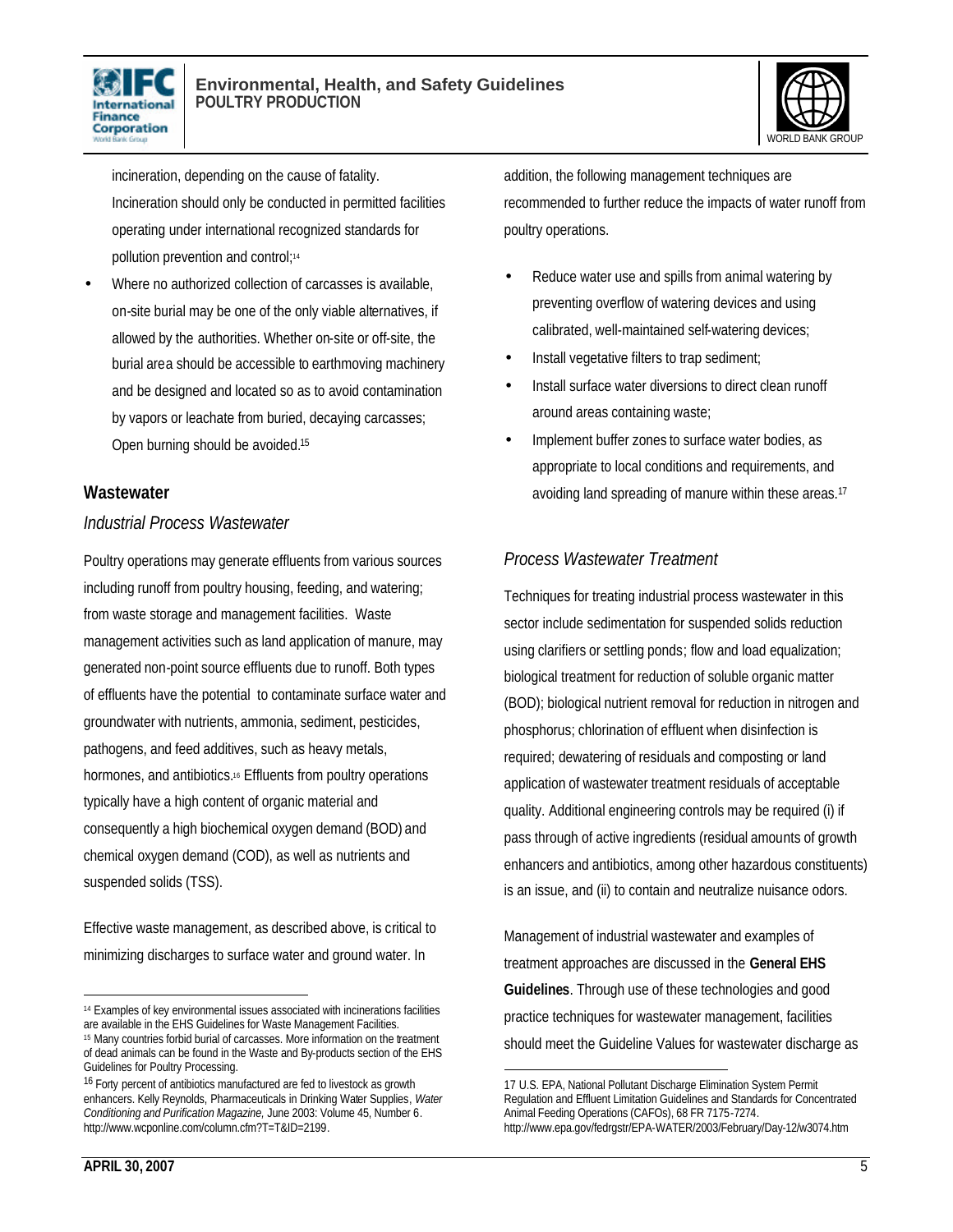incineration, depending on the cause of fatality. Incineration should only be conducted in permitted facilities operating under international recognized standards for pollution prevention and control;[14]

- Where no authorized collection of carcasses is available, on-site burial may be one of the only viable alternatives, if allowed by the authorities. Whether on-site or off-site, the burial area should be accessible to earthmoving machinery and be designed and located so as to avoid contamination by vapors or leachate from buried, decaying carcasses; Open burning should be avoided.[15]

## Wastewater

### *Industrial Process Wastewater*

Poultry operations may generate effluents from various sources including runoff from poultry housing, feeding, and watering; from waste storage and management facilities. Waste management activities such as land application of manure, may generated non-point source effluents due to runoff. Both types of effluents have the potential to contaminate surface water and groundwater with nutrients, ammonia, sediment, pesticides, pathogens, and feed additives, such as heavy metals, hormones, and antibiotics.[16] Effluents from poultry operations typically have a high content of organic material and consequently a high biochemical oxygen demand (BOD) and chemical oxygen demand (COD), as well as nutrients and suspended solids (TSS).

Effective waste management, as described above, is critical to minimizing discharges to surface water and ground water. In addition, the following management techniques are recommended to further reduce the impacts of water runoff from poultry operations.

- Reduce water use and spills from animal watering by preventing overflow of watering devices and using calibrated, well-maintained self-watering devices;
- Install vegetative filters to trap sediment;
- Install surface water diversions to direct clean runoff around areas containing waste;
- Implement buffer zones to surface water bodies, as appropriate to local conditions and requirements, and avoiding land spreading of manure within these areas.[17]

### *Process Wastewater Treatment*

Techniques for treating industrial process wastewater in this sector include sedimentation for suspended solids reduction using clarifiers or settling ponds; flow and load equalization; biological treatment for reduction of soluble organic matter (BOD); biological nutrient removal for reduction in nitrogen and phosphorus; chlorination of effluent when disinfection is required; dewatering of residuals and composting or land application of wastewater treatment residuals of acceptable quality. Additional engineering controls may be required (i) if pass through of active ingredients (residual amounts of growth enhancers and antibiotics, among other hazardous constituents) is an issue, and (ii) to contain and neutralize nuisance odors.

Management of industrial wastewater and examples of treatment approaches are discussed in the **General EHS Guidelines**. Through use of these technologies and good practice techniques for wastewater management, facilities should meet the Guideline Values for wastewater discharge as

---

[14] Examples of key environmental issues associated with incinerations facilities are available in the EHS Guidelines for Waste Management Facilities.

[15] Many countries forbid burial of carcasses. More information on the treatment of dead animals can be found in the Waste and By-products section of the EHS Guidelines for Poultry Processing.

[16] Forty percent of antibiotics manufactured are fed to livestock as growth enhancers. Kelly Reynolds, Pharmaceuticals in Drinking Water Supplies, *Water Conditioning and Purification Magazine,* June 2003: Volume 45, Number 6. http://www.wcponline.com/column.cfm?T=T&ID=2199.

[17] U.S. EPA, National Pollutant Discharge Elimination System Permit Regulation and Effluent Limitation Guidelines and Standards for Concentrated Animal Feeding Operations (CAFOs), 68 FR 7175-7274. http://www.epa.gov/fedrgstr/EPA-WATER/2003/February/Day-12/w3074.htm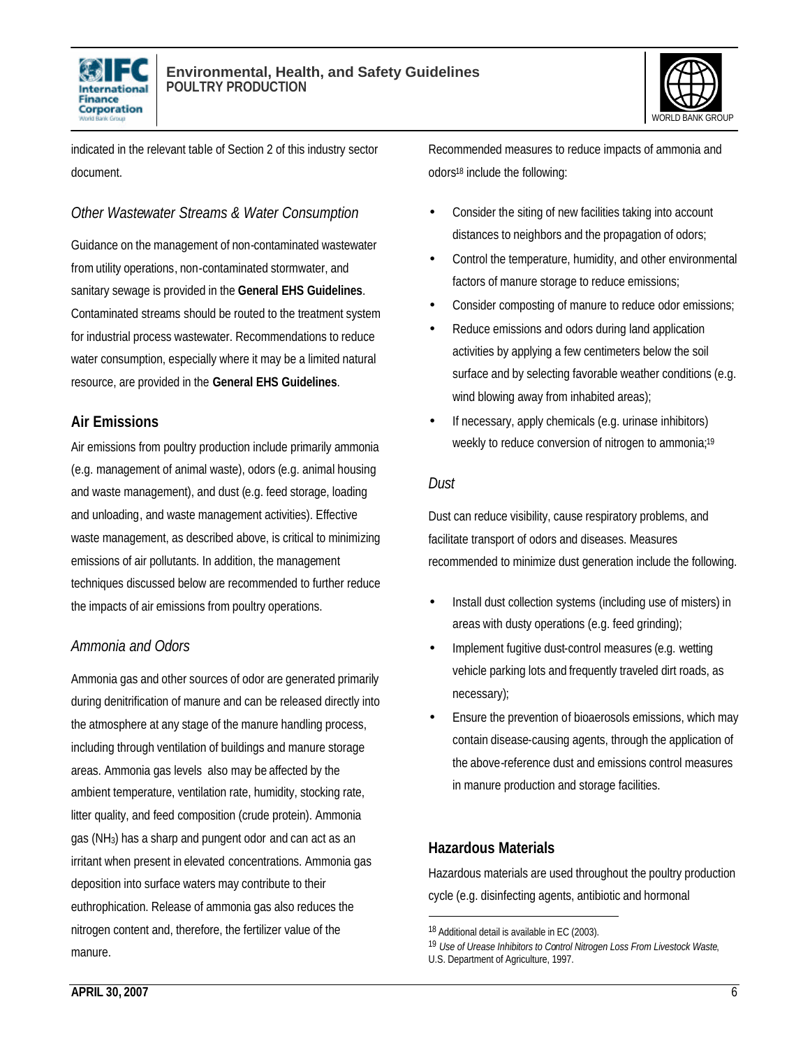indicated in the relevant table of Section 2 of this industry sector document.

### Other Wastewater Streams & Water Consumption

Guidance on the management of non-contaminated wastewater from utility operations, non-contaminated stormwater, and sanitary sewage is provided in the **General EHS Guidelines**. Contaminated streams should be routed to the treatment system for industrial process wastewater. Recommendations to reduce water consumption, especially where it may be a limited natural resource, are provided in the **General EHS Guidelines**.

## Air Emissions

Air emissions from poultry production include primarily ammonia (e.g. management of animal waste), odors (e.g. animal housing and waste management), and dust (e.g. feed storage, loading and unloading, and waste management activities). Effective waste management, as described above, is critical to minimizing emissions of air pollutants. In addition, the management techniques discussed below are recommended to further reduce the impacts of air emissions from poultry operations.

### Ammonia and Odors

Ammonia gas and other sources of odor are generated primarily during denitrification of manure and can be released directly into the atmosphere at any stage of the manure handling process, including through ventilation of buildings and manure storage areas. Ammonia gas levels also may be affected by the ambient temperature, ventilation rate, humidity, stocking rate, litter quality, and feed composition (crude protein). Ammonia gas ($NH_3$) has a sharp and pungent odor and can act as an irritant when present in elevated concentrations. Ammonia gas deposition into surface waters may contribute to their euthrophication. Release of ammonia gas also reduces the nitrogen content and, therefore, the fertilizer value of the manure.

Recommended measures to reduce impacts of ammonia and odors[18] include the following:

- Consider the siting of new facilities taking into account distances to neighbors and the propagation of odors;
- Control the temperature, humidity, and other environmental factors of manure storage to reduce emissions;
- Consider composting of manure to reduce odor emissions;
- Reduce emissions and odors during land application activities by applying a few centimeters below the soil surface and by selecting favorable weather conditions (e.g. wind blowing away from inhabited areas);
- If necessary, apply chemicals (e.g. urinase inhibitors) weekly to reduce conversion of nitrogen to ammonia;[19]

### Dust

Dust can reduce visibility, cause respiratory problems, and facilitate transport of odors and diseases. Measures recommended to minimize dust generation include the following.

- Install dust collection systems (including use of misters) in areas with dusty operations (e.g. feed grinding);
- Implement fugitive dust-control measures (e.g. wetting vehicle parking lots and frequently traveled dirt roads, as necessary);
- Ensure the prevention of bioaerosols emissions, which may contain disease-causing agents, through the application of the above-reference dust and emissions control measures in manure production and storage facilities.

## Hazardous Materials

Hazardous materials are used throughout the poultry production cycle (e.g. disinfecting agents, antibiotic and hormonal

---

[18] Additional detail is available in EC (2003).

[19] *Use of Urease Inhibitors to Control Nitrogen Loss From Livestock Waste*, U.S. Department of Agriculture, 1997.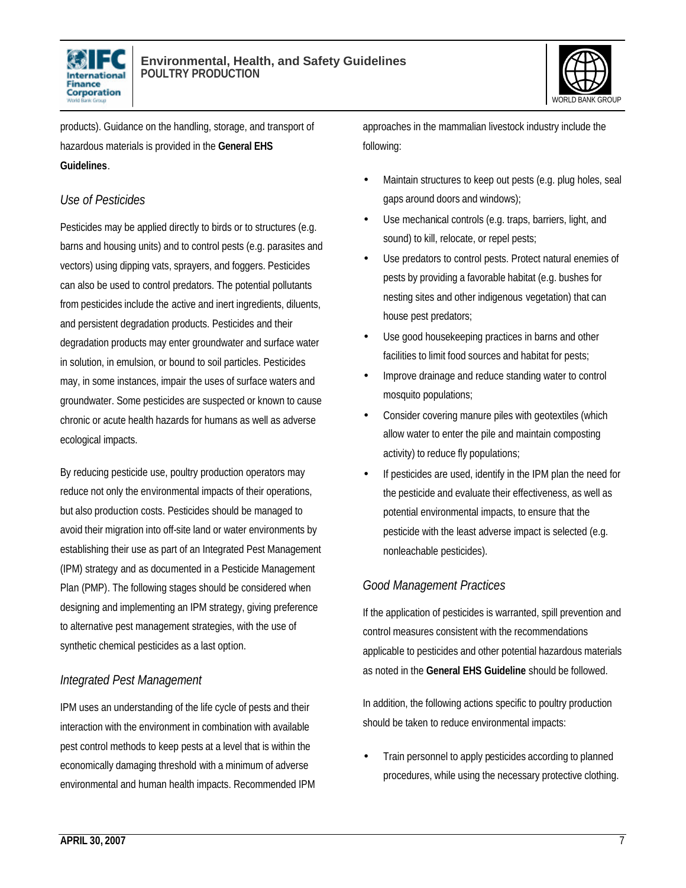products). Guidance on the handling, storage, and transport of hazardous materials is provided in the **General EHS Guidelines**.

### *Use of Pesticides*

Pesticides may be applied directly to birds or to structures (e.g. barns and housing units) and to control pests (e.g. parasites and vectors) using dipping vats, sprayers, and foggers. Pesticides can also be used to control predators. The potential pollutants from pesticides include the active and inert ingredients, diluents, and persistent degradation products. Pesticides and their degradation products may enter groundwater and surface water in solution, in emulsion, or bound to soil particles. Pesticides may, in some instances, impair the uses of surface waters and groundwater. Some pesticides are suspected or known to cause chronic or acute health hazards for humans as well as adverse ecological impacts.

By reducing pesticide use, poultry production operators may reduce not only the environmental impacts of their operations, but also production costs. Pesticides should be managed to avoid their migration into off-site land or water environments by establishing their use as part of an Integrated Pest Management (IPM) strategy and as documented in a Pesticide Management Plan (PMP). The following stages should be considered when designing and implementing an IPM strategy, giving preference to alternative pest management strategies, with the use of synthetic chemical pesticides as a last option.

### *Integrated Pest Management*

IPM uses an understanding of the life cycle of pests and their interaction with the environment in combination with available pest control methods to keep pests at a level that is within the economically damaging threshold with a minimum of adverse environmental and human health impacts. Recommended IPM approaches in the mammalian livestock industry include the following:

- Maintain structures to keep out pests (e.g. plug holes, seal gaps around doors and windows);
- Use mechanical controls (e.g. traps, barriers, light, and sound) to kill, relocate, or repel pests;
- Use predators to control pests. Protect natural enemies of pests by providing a favorable habitat (e.g. bushes for nesting sites and other indigenous vegetation) that can house pest predators;
- Use good housekeeping practices in barns and other facilities to limit food sources and habitat for pests;
- Improve drainage and reduce standing water to control mosquito populations;
- Consider covering manure piles with geotextiles (which allow water to enter the pile and maintain composting activity) to reduce fly populations;
- If pesticides are used, identify in the IPM plan the need for the pesticide and evaluate their effectiveness, as well as potential environmental impacts, to ensure that the pesticide with the least adverse impact is selected (e.g. nonleachable pesticides).

### *Good Management Practices*

If the application of pesticides is warranted, spill prevention and control measures consistent with the recommendations applicable to pesticides and other potential hazardous materials as noted in the **General EHS Guideline** should be followed.

In addition, the following actions specific to poultry production should be taken to reduce environmental impacts:

- Train personnel to apply pesticides according to planned procedures, while using the necessary protective clothing.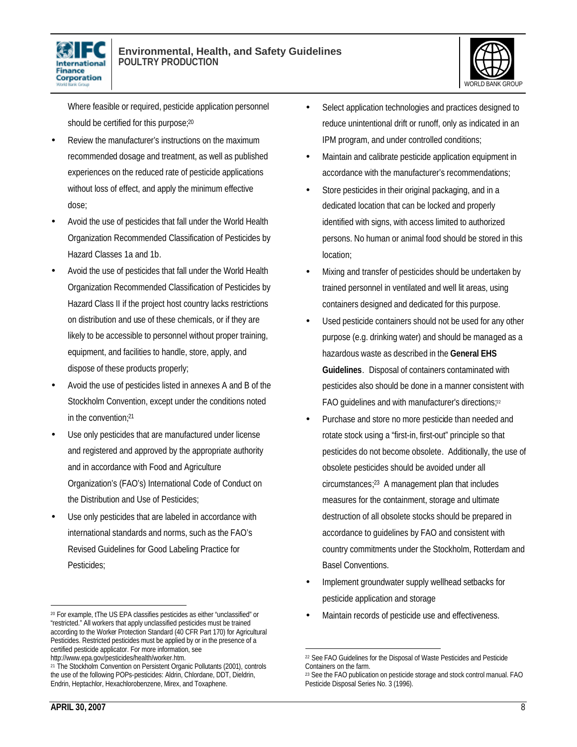Where feasible or required, pesticide application personnel should be certified for this purpose;[20]

- Review the manufacturer's instructions on the maximum recommended dosage and treatment, as well as published experiences on the reduced rate of pesticide applications without loss of effect, and apply the minimum effective dose;
- Avoid the use of pesticides that fall under the World Health Organization Recommended Classification of Pesticides by Hazard Classes 1a and 1b.
- Avoid the use of pesticides that fall under the World Health Organization Recommended Classification of Pesticides by Hazard Class II if the project host country lacks restrictions on distribution and use of these chemicals, or if they are likely to be accessible to personnel without proper training, equipment, and facilities to handle, store, apply, and dispose of these products properly;
- Avoid the use of pesticides listed in annexes A and B of the Stockholm Convention, except under the conditions noted in the convention;[21]
- Use only pesticides that are manufactured under license and registered and approved by the appropriate authority and in accordance with Food and Agriculture Organization's (FAO's) International Code of Conduct on the Distribution and Use of Pesticides;
- Use only pesticides that are labeled in accordance with international standards and norms, such as the FAO's Revised Guidelines for Good Labeling Practice for Pesticides;
- Select application technologies and practices designed to reduce unintentional drift or runoff, only as indicated in an IPM program, and under controlled conditions;
- Maintain and calibrate pesticide application equipment in accordance with the manufacturer's recommendations;
- Store pesticides in their original packaging, and in a dedicated location that can be locked and properly identified with signs, with access limited to authorized persons. No human or animal food should be stored in this location;
- Mixing and transfer of pesticides should be undertaken by trained personnel in ventilated and well lit areas, using containers designed and dedicated for this purpose.
- Used pesticide containers should not be used for any other purpose (e.g. drinking water) and should be managed as a hazardous waste as described in the **General EHS Guidelines**. Disposal of containers contaminated with pesticides also should be done in a manner consistent with FAO guidelines and with manufacturer's directions;[22]
- Purchase and store no more pesticide than needed and rotate stock using a "first-in, first-out" principle so that pesticides do not become obsolete. Additionally, the use of obsolete pesticides should be avoided under all circumstances;[23] A management plan that includes measures for the containment, storage and ultimate destruction of all obsolete stocks should be prepared in accordance to guidelines by FAO and consistent with country commitments under the Stockholm, Rotterdam and Basel Conventions.
- Implement groundwater supply wellhead setbacks for pesticide application and storage
- Maintain records of pesticide use and effectiveness.

---

[20] For example, tThe US EPA classifies pesticides as either "unclassified" or "restricted." All workers that apply unclassified pesticides must be trained according to the Worker Protection Standard (40 CFR Part 170) for Agricultural Pesticides. Restricted pesticides must be applied by or in the presence of a certified pesticide applicator. For more information, see http://www.epa.gov/pesticides/health/worker.htm.

[21] The Stockholm Convention on Persistent Organic Pollutants (2001), controls the use of the following POPs-pesticides: Aldrin, Chlordane, DDT, Dieldrin, Endrin, Heptachlor, Hexachlorobenzene, Mirex, and Toxaphene.

[22] See FAO Guidelines for the Disposal of Waste Pesticides and Pesticide Containers on the farm.

[23] See the FAO publication on pesticide storage and stock control manual. FAO Pesticide Disposal Series No. 3 (1996).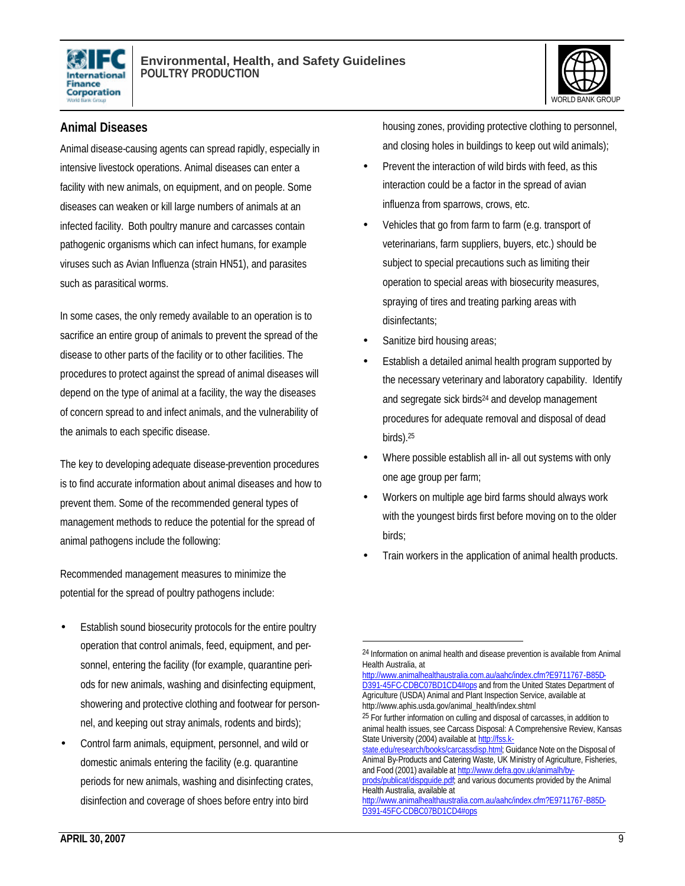## Animal Diseases

Animal disease-causing agents can spread rapidly, especially in intensive livestock operations. Animal diseases can enter a facility with new animals, on equipment, and on people. Some diseases can weaken or kill large numbers of animals at an infected facility. Both poultry manure and carcasses contain pathogenic organisms which can infect humans, for example viruses such as Avian Influenza (strain HN51), and parasites such as parasitical worms.

In some cases, the only remedy available to an operation is to sacrifice an entire group of animals to prevent the spread of the disease to other parts of the facility or to other facilities. The procedures to protect against the spread of animal diseases will depend on the type of animal at a facility, the way the diseases of concern spread to and infect animals, and the vulnerability of the animals to each specific disease.

The key to developing adequate disease-prevention procedures is to find accurate information about animal diseases and how to prevent them. Some of the recommended general types of management methods to reduce the potential for the spread of animal pathogens include the following:

Recommended management measures to minimize the potential for the spread of poultry pathogens include:

- Establish sound biosecurity protocols for the entire poultry operation that control animals, feed, equipment, and personnel, entering the facility (for example, quarantine periods for new animals, washing and disinfecting equipment, showering and protective clothing and footwear for personnel, and keeping out stray animals, rodents and birds);
- Control farm animals, equipment, personnel, and wild or domestic animals entering the facility (e.g. quarantine periods for new animals, washing and disinfecting crates, disinfection and coverage of shoes before entry into bird housing zones, providing protective clothing to personnel, and closing holes in buildings to keep out wild animals);
- Prevent the interaction of wild birds with feed, as this interaction could be a factor in the spread of avian influenza from sparrows, crows, etc.
- Vehicles that go from farm to farm (e.g. transport of veterinarians, farm suppliers, buyers, etc.) should be subject to special precautions such as limiting their operation to special areas with biosecurity measures, spraying of tires and treating parking areas with disinfectants;
- Sanitize bird housing areas;
- Establish a detailed animal health program supported by the necessary veterinary and laboratory capability. Identify and segregate sick birds[24] and develop management procedures for adequate removal and disposal of dead birds).[25]
- Where possible establish all in- all out systems with only one age group per farm;
- Workers on multiple age bird farms should always work with the youngest birds first before moving on to the older birds;
- Train workers in the application of animal health products.

---

[24] Information on animal health and disease prevention is available from Animal Health Australia, at http://www.animalhealthaustralia.com.au/aahc/index.cfm?E9711767-B85D-D391-45FC-CDBC07BD1CD4#ops and from the United States Department of Agriculture (USDA) Animal and Plant Inspection Service, available at http://www.aphis.usda.gov/animal_health/index.shtml

[25] For further information on culling and disposal of carcasses, in addition to animal health issues, see Carcass Disposal: A Comprehensive Review, Kansas State University (2004) available at http://fss.k-state.edu/research/books/carcassdisp.html; Guidance Note on the Disposal of Animal By-Products and Catering Waste, UK Ministry of Agriculture, Fisheries, and Food (2001) available at http://www.defra.gov.uk/animalh/by-prods/publicat/dispguide.pdf; and various documents provided by the Animal Health Australia, available at http://www.animalhealthaustralia.com.au/aahc/index.cfm?E9711767-B85D-D391-45FC-CDBC07BD1CD4#ops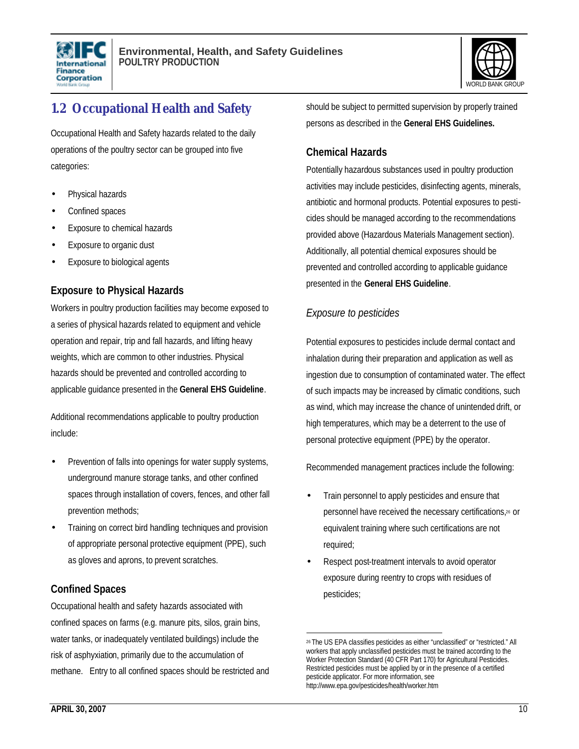## 1.2 Occupational Health and Safety

Occupational Health and Safety hazards related to the daily operations of the poultry sector can be grouped into five categories:

- Physical hazards
- Confined spaces
- Exposure to chemical hazards
- Exposure to organic dust
- Exposure to biological agents

### Exposure to Physical Hazards

Workers in poultry production facilities may become exposed to a series of physical hazards related to equipment and vehicle operation and repair, trip and fall hazards, and lifting heavy weights, which are common to other industries. Physical hazards should be prevented and controlled according to applicable guidance presented in the **General EHS Guideline**.

Additional recommendations applicable to poultry production include:

- Prevention of falls into openings for water supply systems, underground manure storage tanks, and other confined spaces through installation of covers, fences, and other fall prevention methods;
- Training on correct bird handling techniques and provision of appropriate personal protective equipment (PPE), such as gloves and aprons, to prevent scratches.

### Confined Spaces

Occupational health and safety hazards associated with confined spaces on farms (e.g. manure pits, silos, grain bins, water tanks, or inadequately ventilated buildings) include the risk of asphyxiation, primarily due to the accumulation of methane. Entry to all confined spaces should be restricted and should be subject to permitted supervision by properly trained persons as described in the **General EHS Guidelines.**

### Chemical Hazards

Potentially hazardous substances used in poultry production activities may include pesticides, disinfecting agents, minerals, antibiotic and hormonal products. Potential exposures to pesticides should be managed according to the recommendations provided above (Hazardous Materials Management section). Additionally, all potential chemical exposures should be prevented and controlled according to applicable guidance presented in the **General EHS Guideline**.

#### *Exposure to pesticides*

Potential exposures to pesticides include dermal contact and inhalation during their preparation and application as well as ingestion due to consumption of contaminated water. The effect of such impacts may be increased by climatic conditions, such as wind, which may increase the chance of unintended drift, or high temperatures, which may be a deterrent to the use of personal protective equipment (PPE) by the operator.

Recommended management practices include the following:

- Train personnel to apply pesticides and ensure that personnel have received the necessary certifications,[26] or equivalent training where such certifications are not required;
- Respect post-treatment intervals to avoid operator exposure during reentry to crops with residues of pesticides;

---

[26] The US EPA classifies pesticides as either "unclassified" or "restricted." All workers that apply unclassified pesticides must be trained according to the Worker Protection Standard (40 CFR Part 170) for Agricultural Pesticides. Restricted pesticides must be applied by or in the presence of a certified pesticide applicator. For more information, see http://www.epa.gov/pesticides/health/worker.htm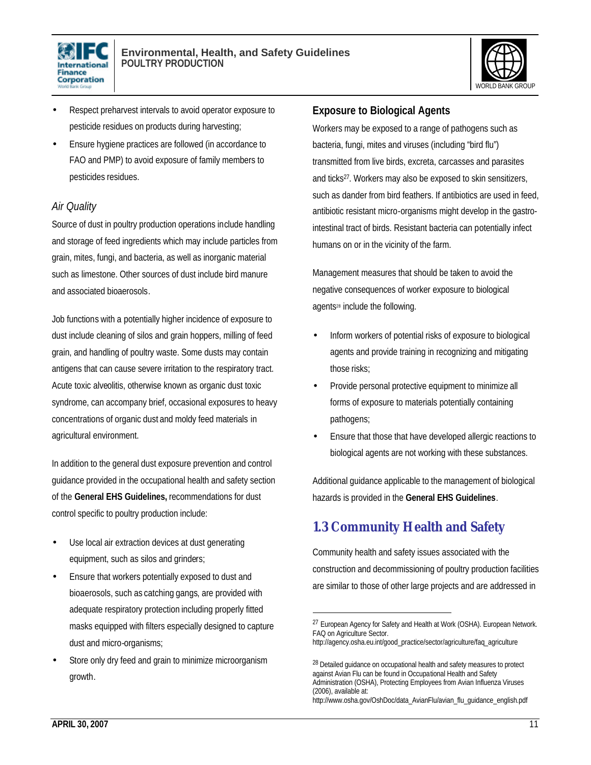- Respect preharvest intervals to avoid operator exposure to pesticide residues on products during harvesting;
- Ensure hygiene practices are followed (in accordance to FAO and PMP) to avoid exposure of family members to pesticides residues.

*Air Quality*

Source of dust in poultry production operations include handling and storage of feed ingredients which may include particles from grain, mites, fungi, and bacteria, as well as inorganic material such as limestone. Other sources of dust include bird manure and associated bioaerosols.

Job functions with a potentially higher incidence of exposure to dust include cleaning of silos and grain hoppers, milling of feed grain, and handling of poultry waste. Some dusts may contain antigens that can cause severe irritation to the respiratory tract. Acute toxic alveolitis, otherwise known as organic dust toxic syndrome, can accompany brief, occasional exposures to heavy concentrations of organic dust and moldy feed materials in agricultural environment.

In addition to the general dust exposure prevention and control guidance provided in the occupational health and safety section of the **General EHS Guidelines,** recommendations for dust control specific to poultry production include:

- Use local air extraction devices at dust generating equipment, such as silos and grinders;
- Ensure that workers potentially exposed to dust and bioaerosols, such as catching gangs, are provided with adequate respiratory protection including properly fitted masks equipped with filters especially designed to capture dust and micro-organisms;
- Store only dry feed and grain to minimize microorganism growth.

**Exposure to Biological Agents**

Workers may be exposed to a range of pathogens such as bacteria, fungi, mites and viruses (including "bird flu") transmitted from live birds, excreta, carcasses and parasites and ticks[27]. Workers may also be exposed to skin sensitizers, such as dander from bird feathers. If antibiotics are used in feed, antibiotic resistant micro-organisms might develop in the gastro-intestinal tract of birds. Resistant bacteria can potentially infect humans on or in the vicinity of the farm.

Management measures that should be taken to avoid the negative consequences of worker exposure to biological agents[28] include the following.

- Inform workers of potential risks of exposure to biological agents and provide training in recognizing and mitigating those risks;
- Provide personal protective equipment to minimize all forms of exposure to materials potentially containing pathogens;
- Ensure that those that have developed allergic reactions to biological agents are not working with these substances.

Additional guidance applicable to the management of biological hazards is provided in the **General EHS Guidelines**.

## 1.3 Community Health and Safety

Community health and safety issues associated with the construction and decommissioning of poultry production facilities are similar to those of other large projects and are addressed in

---

[27] European Agency for Safety and Health at Work (OSHA). European Network. FAQ on Agriculture Sector. http://agency.osha.eu.int/good_practice/sector/agriculture/faq_agriculture

[28] Detailed guidance on occupational health and safety measures to protect against Avian Flu can be found in Occupational Health and Safety Administration (OSHA), Protecting Employees from Avian Influenza Viruses (2006), available at: http://www.osha.gov/OshDoc/data_AvianFlu/avian_flu_guidance_english.pdf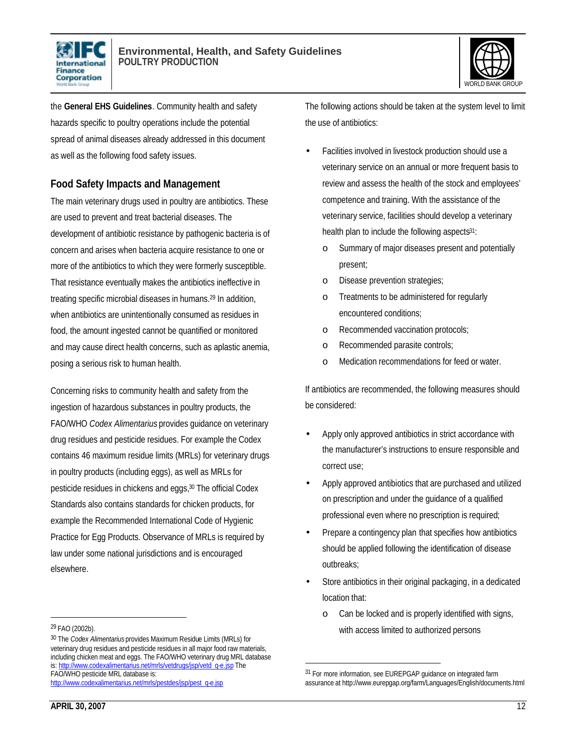the **General EHS Guidelines**. Community health and safety hazards specific to poultry operations include the potential spread of animal diseases already addressed in this document as well as the following food safety issues.

## Food Safety Impacts and Management

The main veterinary drugs used in poultry are antibiotics. These are used to prevent and treat bacterial diseases. The development of antibiotic resistance by pathogenic bacteria is of concern and arises when bacteria acquire resistance to one or more of the antibiotics to which they were formerly susceptible. That resistance eventually makes the antibiotics ineffective in treating specific microbial diseases in humans.[29] In addition, when antibiotics are unintentionally consumed as residues in food, the amount ingested cannot be quantified or monitored and may cause direct health concerns, such as aplastic anemia, posing a serious risk to human health.

Concerning risks to community health and safety from the ingestion of hazardous substances in poultry products, the FAO/WHO *Codex Alimentarius* provides guidance on veterinary drug residues and pesticide residues. For example the Codex contains 46 maximum residue limits (MRLs) for veterinary drugs in poultry products (including eggs), as well as MRLs for pesticide residues in chickens and eggs,[30] The official Codex Standards also contains standards for chicken products, for example the Recommended International Code of Hygienic Practice for Egg Products. Observance of MRLs is required by law under some national jurisdictions and is encouraged elsewhere.

The following actions should be taken at the system level to limit the use of antibiotics:

- Facilities involved in livestock production should use a veterinary service on an annual or more frequent basis to review and assess the health of the stock and employees' competence and training. With the assistance of the veterinary service, facilities should develop a veterinary health plan to include the following aspects[31]:
    - Summary of major diseases present and potentially present;
    - Disease prevention strategies;
    - Treatments to be administered for regularly encountered conditions;
    - Recommended vaccination protocols;
    - Recommended parasite controls;
    - Medication recommendations for feed or water.

If antibiotics are recommended, the following measures should be considered:

- Apply only approved antibiotics in strict accordance with the manufacturer's instructions to ensure responsible and correct use;
- Apply approved antibiotics that are purchased and utilized on prescription and under the guidance of a qualified professional even where no prescription is required;
- Prepare a contingency plan that specifies how antibiotics should be applied following the identification of disease outbreaks;
- Store antibiotics in their original packaging, in a dedicated location that:
    - Can be locked and is properly identified with signs, with access limited to authorized persons

---

[29] FAO (2002b).

[30] The *Codex Alimentarius* provides Maximum Residue Limits (MRLs) for veterinary drug residues and pesticide residues in all major food raw materials, including chicken meat and eggs. The FAO/WHO veterinary drug MRL database is: http://www.codexalimentarius.net/mrls/vetdrugs/jsp/vetd_q-e.jsp The FAO/WHO pesticide MRL database is: http://www.codexalimentarius.net/mrls/pestdes/jsp/pest_q-e.jsp

[31] For more information, see EUREPGAP guidance on integrated farm assurance at http://www.eurepgap.org/farm/Languages/English/documents.html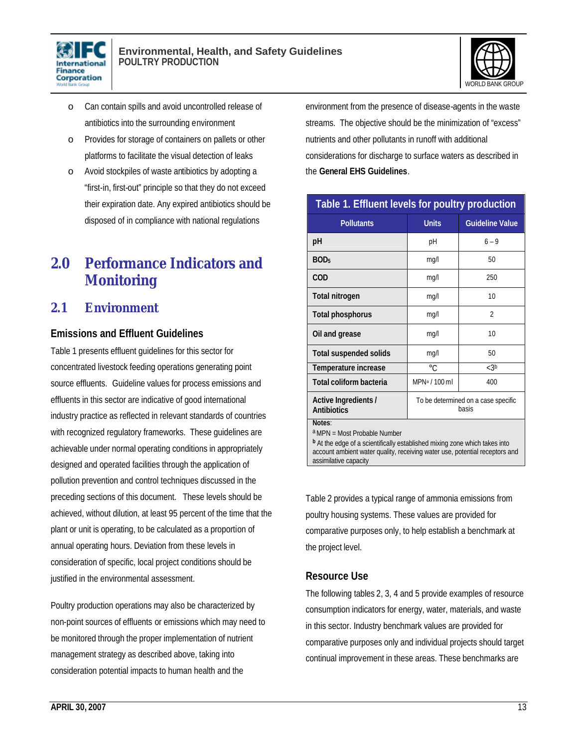- Can contain spills and avoid uncontrolled release of antibiotics into the surrounding environment
- Provides for storage of containers on pallets or other platforms to facilitate the visual detection of leaks
- Avoid stockpiles of waste antibiotics by adopting a "first-in, first-out" principle so that they do not exceed their expiration date. Any expired antibiotics should be disposed of in compliance with national regulations

# 2.0 Performance Indicators and Monitoring

## 2.1 Environment

### Emissions and Effluent Guidelines

Table 1 presents effluent guidelines for this sector for concentrated livestock feeding operations generating point source effluents. Guideline values for process emissions and effluents in this sector are indicative of good international industry practice as reflected in relevant standards of countries with recognized regulatory frameworks. These guidelines are achievable under normal operating conditions in appropriately designed and operated facilities through the application of pollution prevention and control techniques discussed in the preceding sections of this document. These levels should be achieved, without dilution, at least 95 percent of the time that the plant or unit is operating, to be calculated as a proportion of annual operating hours. Deviation from these levels in consideration of specific, local project conditions should be justified in the environmental assessment.

Poultry production operations may also be characterized by non-point sources of effluents or emissions which may need to be monitored through the proper implementation of nutrient management strategy as described above, taking into consideration potential impacts to human health and the environment from the presence of disease-agents in the waste streams. The objective should be the minimization of "excess" nutrients and other pollutants in runoff with additional considerations for discharge to surface waters as described in the **General EHS Guidelines**.

**Table 1. Effluent levels for poultry production**

| Pollutants | Units | Guideline Value |
|---|---|---|
| pH | pH | 6 – 9 |
| $BOD_5$ | mg/l | 50 |
| COD | mg/l | 250 |
| Total nitrogen | mg/l | 10 |
| Total phosphorus | mg/l | 2 |
| Oil and grease | mg/l | 10 |
| Total suspended solids | mg/l | 50 |
| Temperature increase | °C | <3[b] |
| Total coliform bacteria | MPN[a] / 100 ml | 400 |
| Active Ingredients / Antibiotics | To be determined on a case specific basis | |

Notes:
[a] MPN = Most Probable Number
[b] At the edge of a scientifically established mixing zone which takes into account ambient water quality, receiving water use, potential receptors and assimilative capacity

Table 2 provides a typical range of ammonia emissions from poultry housing systems. These values are provided for comparative purposes only, to help establish a benchmark at the project level.

### Resource Use

The following tables 2, 3, 4 and 5 provide examples of resource consumption indicators for energy, water, materials, and waste in this sector. Industry benchmark values are provided for comparative purposes only and individual projects should target continual improvement in these areas. These benchmarks are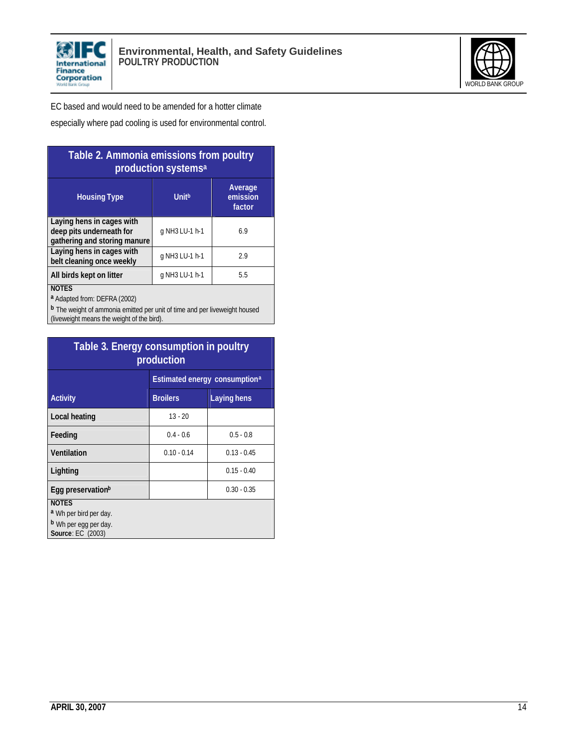EC based and would need to be amended for a hotter climate especially where pad cooling is used for environmental control.

**Table 2. Ammonia emissions from poultry production systems[a]**

| Housing Type | Unit[b] | Average emission factor |
|---|---|---|
| Laying hens in cages with deep pits underneath for gathering and storing manure | g $NH_3$ $LU^{-1}$ $h^{-1}$ | 6.9 |
| Laying hens in cages with belt cleaning once weekly | g $NH_3$ $LU^{-1}$ $h^{-1}$ | 2.9 |
| All birds kept on litter | g $NH_3$ $LU^{-1}$ $h^{-1}$ | 5.5 |

NOTES
[a] Adapted from: DEFRA (2002)
[b] The weight of ammonia emitted per unit of time and per liveweight housed (liveweight means the weight of the bird).

**Table 3. Energy consumption in poultry production**

| Activity | Estimated energy consumption[a] | |
|---|---|---|
| | Broilers | Laying hens |
| Local heating | 13 - 20 | |
| Feeding | 0.4 - 0.6 | 0.5 - 0.8 |
| Ventilation | 0.10 - 0.14 | 0.13 - 0.45 |
| Lighting | | 0.15 - 0.40 |
| Egg preservation[b] | | 0.30 - 0.35 |

NOTES
[a] Wh per bird per day.
[b] Wh per egg per day.
**Source**: EC (2003)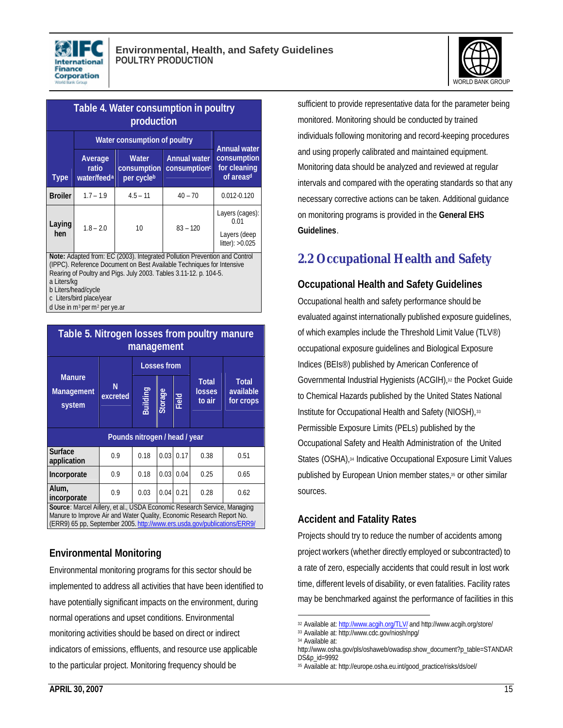**Table 4. Water consumption in poultry production**

| Type | Water consumption of poultry | | | Annual water consumption for cleaning of areas[d] |
|---|---|---|---|---|
| | Average ratio water/feed[a] | Water consumption per cycle[b] | Annual water consumption[c] | |
| Broiler | 1.7 – 1.9 | 4.5 – 11 | 40 – 70 | 0.012-0.120 |
| Laying hen | 1.8 – 2.0 | 10 | 83 – 120 | Layers (cages): 0.01<br>Layers (deep litter): >0.025 |

**Note:** Adapted from: EC (2003). Integrated Pollution Prevention and Control (IPPC). Reference Document on Best Available Techniques for Intensive Rearing of Poultry and Pigs. July 2003. Tables 3.11-12. p. 104-5.
a Liters/kg
b Liters/head/cycle
c Liters/bird place/year
d Use in $m^3$ per $m^2$ per ye.ar

**Table 5. Nitrogen losses from poultry manure management**

| Manure Management system | N excreted | Losses from | | | Total losses to air | Total available for crops |
|---|---|---|---|---|---|---|
| | | Building | Storage | Field | | |
| | Pounds nitrogen / head / year | | | | | |
| Surface application | 0.9 | 0.18 | 0.03 | 0.17 | 0.38 | 0.51 |
| Incorporate | 0.9 | 0.18 | 0.03 | 0.04 | 0.25 | 0.65 |
| Alum, incorporate | 0.9 | 0.03 | 0.04 | 0.21 | 0.28 | 0.62 |

**Source**: Marcel Aillery, et al., USDA Economic Research Service, Managing Manure to Improve Air and Water Quality, Economic Research Report No. (ERR9) 65 pp, September 2005. http://www.ers.usda.gov/publications/ERR9/

### Environmental Monitoring

Environmental monitoring programs for this sector should be implemented to address all activities that have been identified to have potentially significant impacts on the environment, during normal operations and upset conditions. Environmental monitoring activities should be based on direct or indirect indicators of emissions, effluents, and resource use applicable to the particular project. Monitoring frequency should be sufficient to provide representative data for the parameter being monitored. Monitoring should be conducted by trained individuals following monitoring and record-keeping procedures and using properly calibrated and maintained equipment. Monitoring data should be analyzed and reviewed at regular intervals and compared with the operating standards so that any necessary corrective actions can be taken. Additional guidance on monitoring programs is provided in the **General EHS Guidelines**.

## 2.2 Occupational Health and Safety

### Occupational Health and Safety Guidelines

Occupational health and safety performance should be evaluated against internationally published exposure guidelines, of which examples include the Threshold Limit Value (TLV®) occupational exposure guidelines and Biological Exposure Indices (BEIs®) published by American Conference of Governmental Industrial Hygienists (ACGIH),[32] the Pocket Guide to Chemical Hazards published by the United States National Institute for Occupational Health and Safety (NIOSH),[33] Permissible Exposure Limits (PELs) published by the Occupational Safety and Health Administration of the United States (OSHA),[34] Indicative Occupational Exposure Limit Values published by European Union member states,[35] or other similar sources.

### Accident and Fatality Rates

Projects should try to reduce the number of accidents among project workers (whether directly employed or subcontracted) to a rate of zero, especially accidents that could result in lost work time, different levels of disability, or even fatalities. Facility rates may be benchmarked against the performance of facilities in this

[32] Available at: http://www.acgih.org/TLV/ and http://www.acgih.org/store/
[33] Available at: http://www.cdc.gov/niosh/npg/
[34] Available at: http://www.osha.gov/pls/oshaweb/owadisp.show_document?p_table=STANDARDS&p_id=9992
[35] Available at: http://europe.osha.eu.int/good_practice/risks/ds/oel/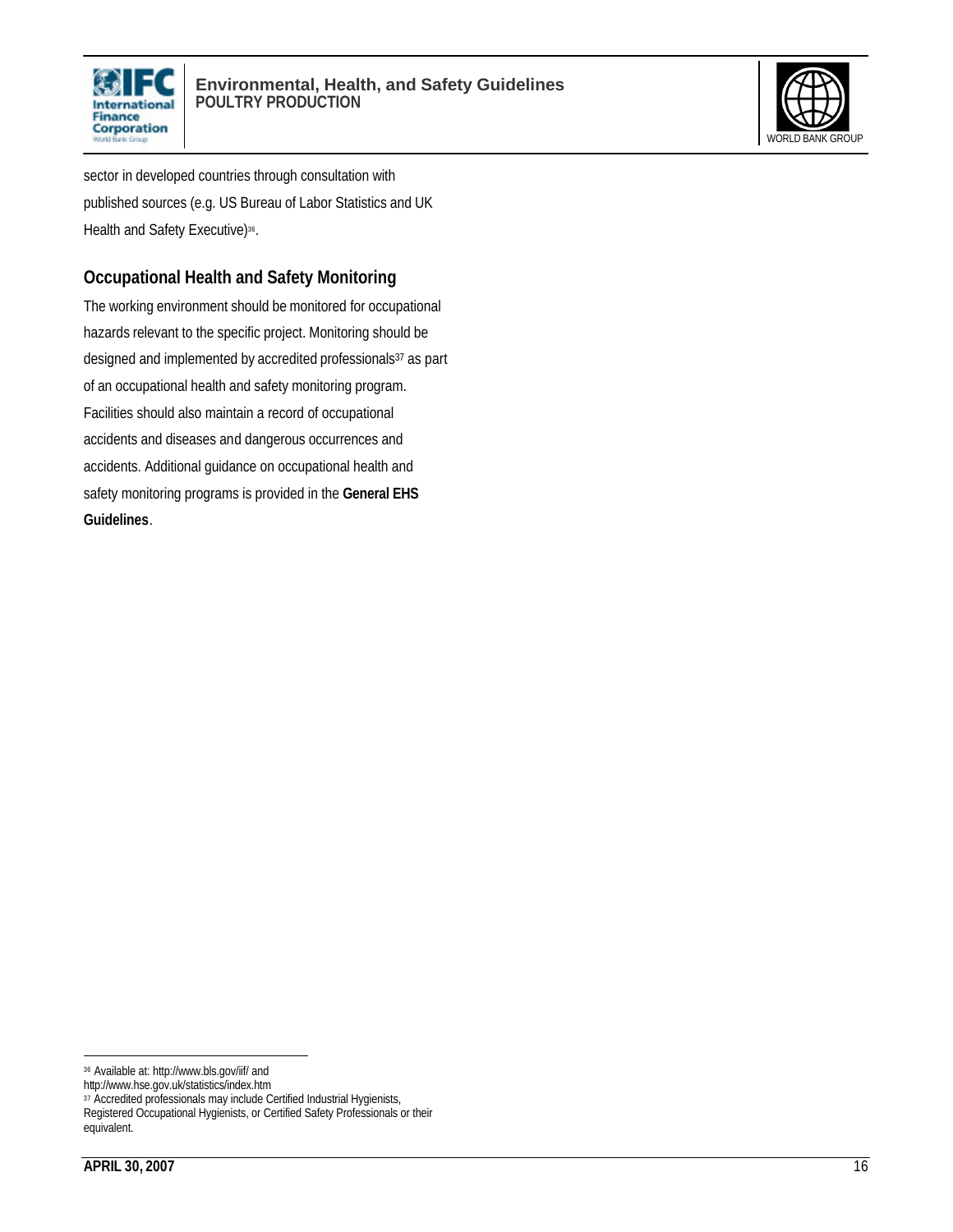sector in developed countries through consultation with published sources (e.g. US Bureau of Labor Statistics and UK Health and Safety Executive)[36].

## Occupational Health and Safety Monitoring

The working environment should be monitored for occupational hazards relevant to the specific project. Monitoring should be designed and implemented by accredited professionals[37] as part of an occupational health and safety monitoring program. Facilities should also maintain a record of occupational accidents and diseases and dangerous occurrences and accidents. Additional guidance on occupational health and safety monitoring programs is provided in the **General EHS Guidelines**.

---

[36] Available at: http://www.bls.gov/iif/ and http://www.hse.gov.uk/statistics/index.htm

[37] Accredited professionals may include Certified Industrial Hygienists, Registered Occupational Hygienists, or Certified Safety Professionals or their equivalent.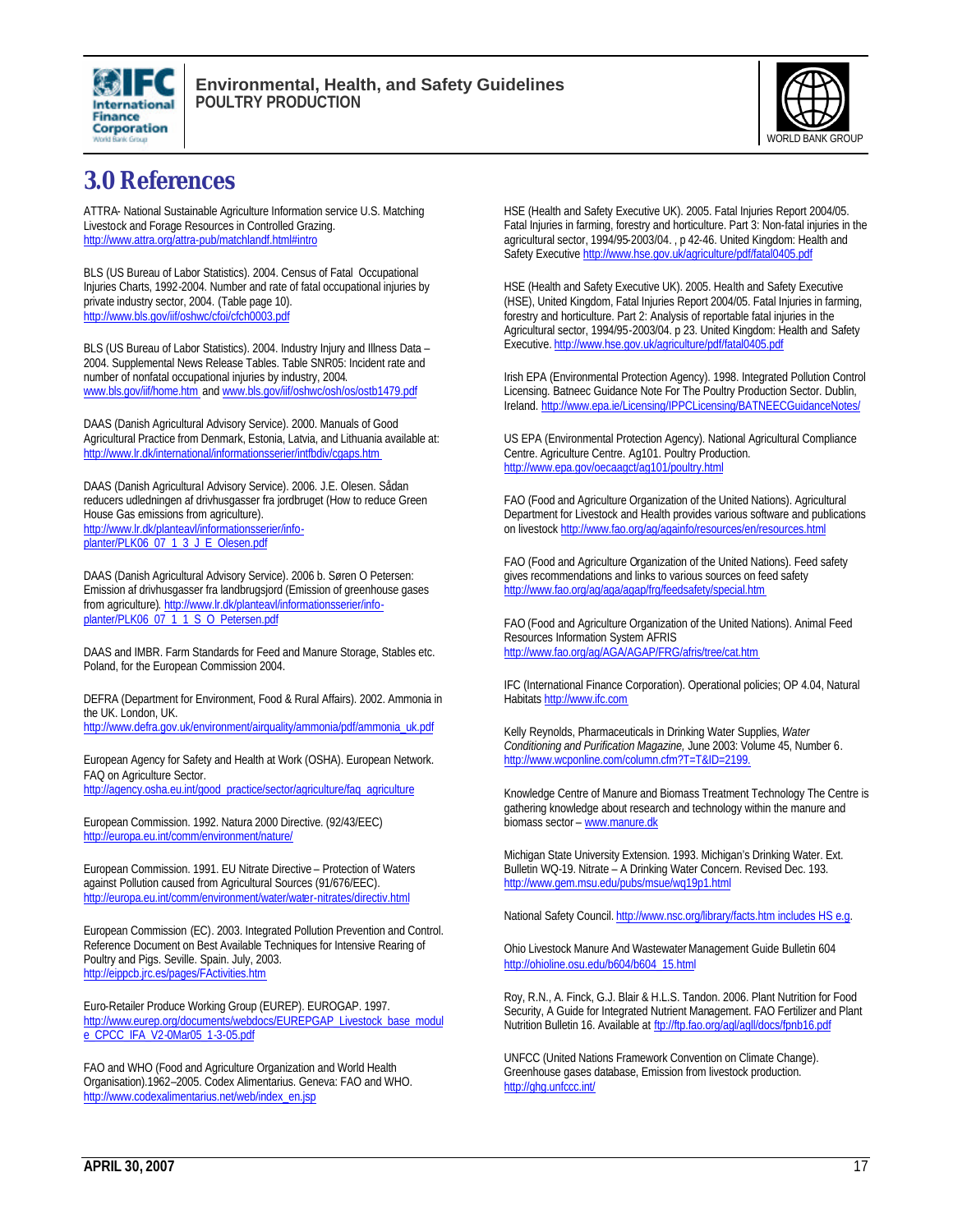# 3.0 References

ATTRA- National Sustainable Agriculture Information service U.S. Matching Livestock and Forage Resources in Controlled Grazing. http://www.attra.org/attra-pub/matchlandf.html#intro

BLS (US Bureau of Labor Statistics). 2004. Census of Fatal Occupational Injuries Charts, 1992-2004. Number and rate of fatal occupational injuries by private industry sector, 2004. (Table page 10). http://www.bls.gov/iif/oshwc/cfoi/cfch0003.pdf

BLS (US Bureau of Labor Statistics). 2004. Industry Injury and Illness Data – 2004. Supplemental News Release Tables. Table SNR05: Incident rate and number of nonfatal occupational injuries by industry, 2004. www.bls.gov/iif/home.htm and www.bls.gov/iif/oshwc/osh/os/ostb1479.pdf

DAAS (Danish Agricultural Advisory Service). 2000. Manuals of Good Agricultural Practice from Denmark, Estonia, Latvia, and Lithuania available at: http://www.lr.dk/international/informationsserier/intfbdiv/cgaps.htm

DAAS (Danish Agricultural Advisory Service). 2006. J.E. Olesen. Sådan reducers udledningen af drivhusgasser fra jordbruget (How to reduce Green House Gas emissions from agriculture). http://www.lr.dk/planteavl/informationsserier/info-planter/PLK06_07_1_3_J_E_Olesen.pdf

DAAS (Danish Agricultural Advisory Service). 2006 b. Søren O Petersen: Emission af drivhusgasser fra landbrugsjord (Emission of greenhouse gases from agriculture). http://www.lr.dk/planteavl/informationsserier/info-planter/PLK06_07_1_1_S_O_Petersen.pdf

DAAS and IMBR. Farm Standards for Feed and Manure Storage, Stables etc. Poland, for the European Commission 2004.

DEFRA (Department for Environment, Food & Rural Affairs). 2002. Ammonia in the UK. London, UK. http://www.defra.gov.uk/environment/airquality/ammonia/pdf/ammonia_uk.pdf

European Agency for Safety and Health at Work (OSHA). European Network. FAQ on Agriculture Sector. http://agency.osha.eu.int/good_practice/sector/agriculture/faq_agriculture

European Commission. 1992. Natura 2000 Directive. (92/43/EEC) http://europa.eu.int/comm/environment/nature/

European Commission. 1991. EU Nitrate Directive – Protection of Waters against Pollution caused from Agricultural Sources (91/676/EEC). http://europa.eu.int/comm/environment/water/water-nitrates/directiv.html

European Commission (EC). 2003. Integrated Pollution Prevention and Control. Reference Document on Best Available Techniques for Intensive Rearing of Poultry and Pigs. Seville. Spain. July, 2003. http://eippcb.jrc.es/pages/FActivities.htm

Euro-Retailer Produce Working Group (EUREP). EUROGAP. 1997. http://www.eurep.org/documents/webdocs/EUREPGAP_Livestock_base_module_CPCC_IFA_V2-0Mar05_1-3-05.pdf

FAO and WHO (Food and Agriculture Organization and World Health Organisation).1962–2005. Codex Alimentarius. Geneva: FAO and WHO. http://www.codexalimentarius.net/web/index_en.jsp

HSE (Health and Safety Executive UK). 2005. Fatal Injuries Report 2004/05. Fatal Injuries in farming, forestry and horticulture. Part 3: Non-fatal injuries in the agricultural sector, 1994/95-2003/04. , p 42-46. United Kingdom: Health and Safety Executive http://www.hse.gov.uk/agriculture/pdf/fatal0405.pdf

HSE (Health and Safety Executive UK). 2005. Health and Safety Executive (HSE), United Kingdom, Fatal Injuries Report 2004/05. Fatal injuries in farming, forestry and horticulture. Part 2: Analysis of reportable fatal injuries in the Agricultural sector, 1994/95-2003/04. p 23. United Kingdom: Health and Safety Executive. http://www.hse.gov.uk/agriculture/pdf/fatal0405.pdf

Irish EPA (Environmental Protection Agency). 1998. Integrated Pollution Control Licensing. Batneec Guidance Note For The Poultry Production Sector. Dublin, Ireland. http://www.epa.ie/Licensing/IPPCLicensing/BATNEECGuidanceNotes/

US EPA (Environmental Protection Agency). National Agricultural Compliance Centre. Agriculture Centre. Ag101. Poultry Production. http://www.epa.gov/oecaagct/ag101/poultry.html

FAO (Food and Agriculture Organization of the United Nations). Agricultural Department for Livestock and Health provides various software and publications on livestock http://www.fao.org/ag/againfo/resources/en/resources.html

FAO (Food and Agriculture Organization of the United Nations). Feed safety gives recommendations and links to various sources on feed safety http://www.fao.org/ag/aga/agap/frg/feedsafety/special.htm

FAO (Food and Agriculture Organization of the United Nations). Animal Feed Resources Information System AFRIS http://www.fao.org/ag/AGA/AGAP/FRG/afris/tree/cat.htm

IFC (International Finance Corporation). Operational policies; OP 4.04, Natural Habitats http://www.ifc.com

Kelly Reynolds, Pharmaceuticals in Drinking Water Supplies, *Water Conditioning and Purification Magazine,* June 2003: Volume 45, Number 6. http://www.wcponline.com/column.cfm?T=T&ID=2199.

Knowledge Centre of Manure and Biomass Treatment Technology The Centre is gathering knowledge about research and technology within the manure and biomass sector – www.manure.dk

Michigan State University Extension. 1993. Michigan's Drinking Water. Ext. Bulletin WQ-19. Nitrate – A Drinking Water Concern. Revised Dec. 193. http://www.gem.msu.edu/pubs/msue/wq19p1.html

National Safety Council. http://www.nsc.org/library/facts.htm includes HS e.g.

Ohio Livestock Manure And Wastewater Management Guide Bulletin 604 http://ohioline.osu.edu/b604/b604_15.html

Roy, R.N., A. Finck, G.J. Blair & H.L.S. Tandon. 2006. Plant Nutrition for Food Security, A Guide for Integrated Nutrient Management. FAO Fertilizer and Plant Nutrition Bulletin 16. Available at ftp://ftp.fao.org/agl/agll/docs/fpnb16.pdf

UNFCC (United Nations Framework Convention on Climate Change). Greenhouse gases database, Emission from livestock production. http://ghg.unfccc.int/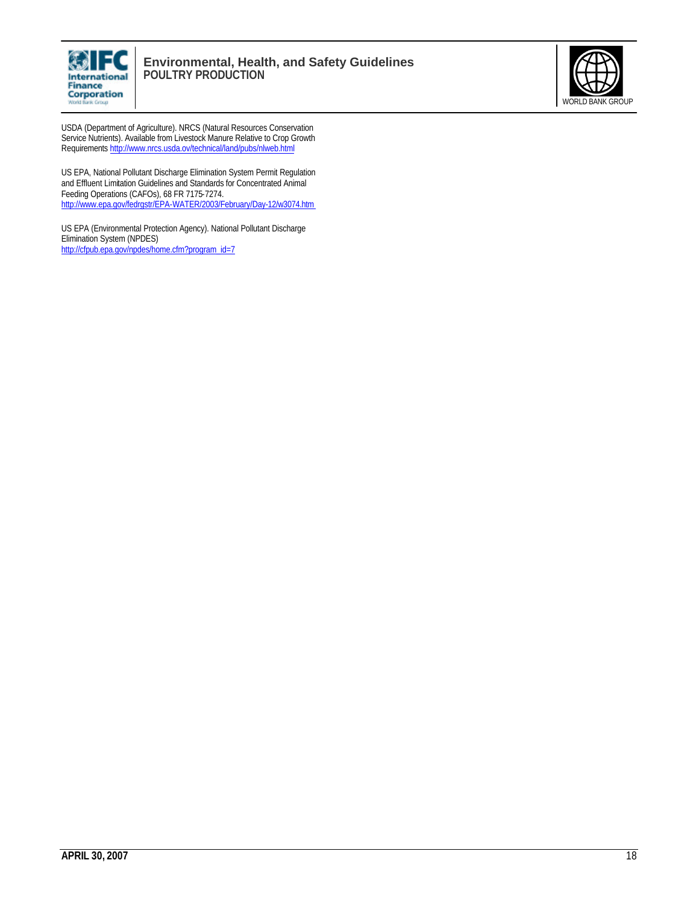USDA (Department of Agriculture). NRCS (Natural Resources Conservation Service Nutrients). Available from Livestock Manure Relative to Crop Growth Requirements http://www.nrcs.usda.ov/technical/land/pubs/nlweb.html

US EPA, National Pollutant Discharge Elimination System Permit Regulation and Effluent Limitation Guidelines and Standards for Concentrated Animal Feeding Operations (CAFOs), 68 FR 7175-7274. http://www.epa.gov/fedrgstr/EPA-WATER/2003/February/Day-12/w3074.htm

US EPA (Environmental Protection Agency). National Pollutant Discharge Elimination System (NPDES) http://cfpub.epa.gov/npdes/home.cfm?program_id=7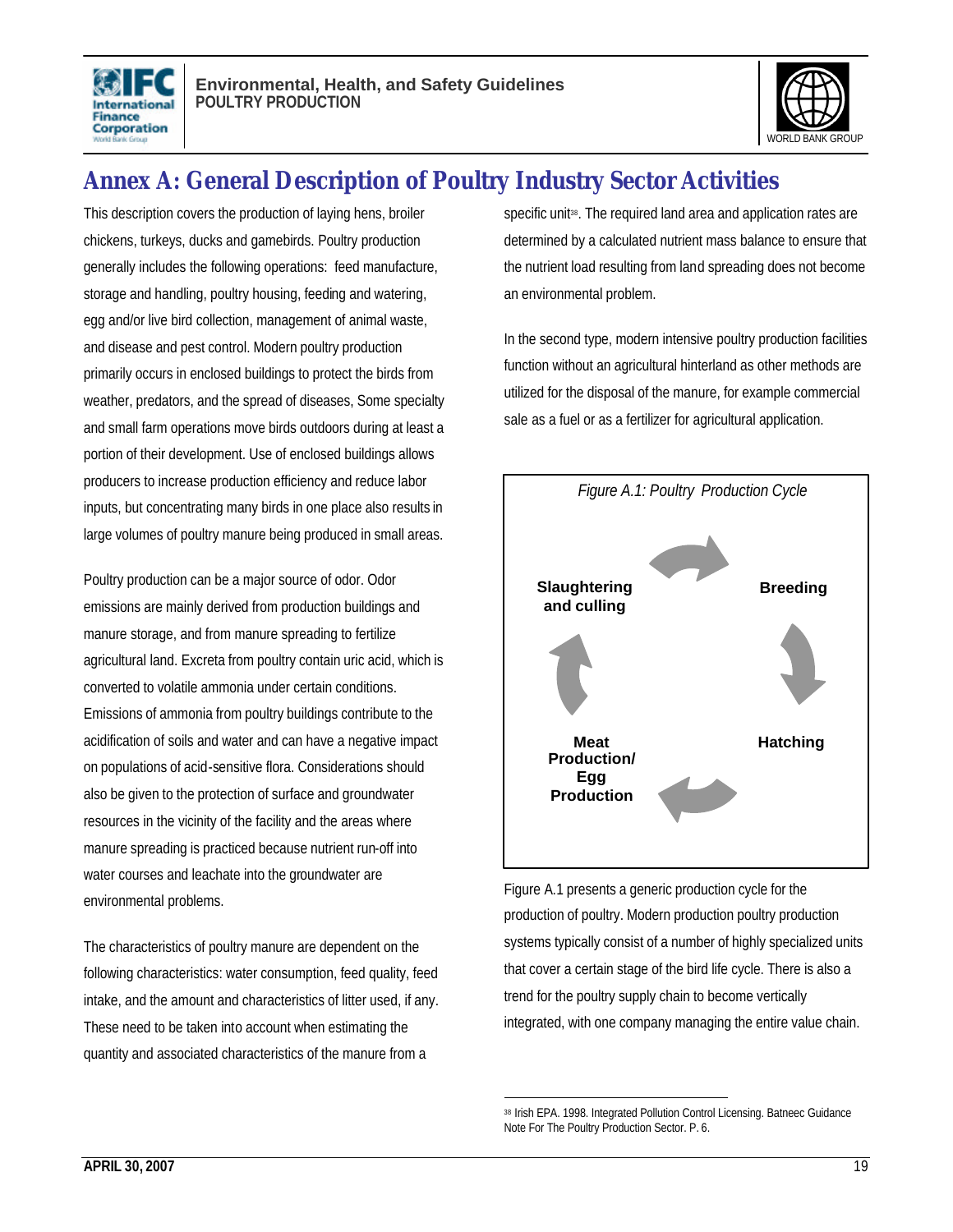# Annex A: General Description of Poultry Industry Sector Activities

This description covers the production of laying hens, broiler chickens, turkeys, ducks and gamebirds. Poultry production generally includes the following operations: feed manufacture, storage and handling, poultry housing, feeding and watering, egg and/or live bird collection, management of animal waste, and disease and pest control. Modern poultry production primarily occurs in enclosed buildings to protect the birds from weather, predators, and the spread of diseases, Some specialty and small farm operations move birds outdoors during at least a portion of their development. Use of enclosed buildings allows producers to increase production efficiency and reduce labor inputs, but concentrating many birds in one place also results in large volumes of poultry manure being produced in small areas.

Poultry production can be a major source of odor. Odor emissions are mainly derived from production buildings and manure storage, and from manure spreading to fertilize agricultural land. Excreta from poultry contain uric acid, which is converted to volatile ammonia under certain conditions. Emissions of ammonia from poultry buildings contribute to the acidification of soils and water and can have a negative impact on populations of acid-sensitive flora. Considerations should also be given to the protection of surface and groundwater resources in the vicinity of the facility and the areas where manure spreading is practiced because nutrient run-off into water courses and leachate into the groundwater are environmental problems.

The characteristics of poultry manure are dependent on the following characteristics: water consumption, feed quality, feed intake, and the amount and characteristics of litter used, if any. These need to be taken into account when estimating the quantity and associated characteristics of the manure from a specific unit[38]. The required land area and application rates are determined by a calculated nutrient mass balance to ensure that the nutrient load resulting from land spreading does not become an environmental problem.

In the second type, modern intensive poultry production facilities function without an agricultural hinterland as other methods are utilized for the disposal of the manure, for example commercial sale as a fuel or as a fertilizer for agricultural application.

*Figure A.1: Poultry Production Cycle*

Breeding → Hatching → Meat Production/ Egg Production → Slaughtering and culling → Breeding

Figure A.1 presents a generic production cycle for the production of poultry. Modern production poultry production systems typically consist of a number of highly specialized units that cover a certain stage of the bird life cycle. There is also a trend for the poultry supply chain to become vertically integrated, with one company managing the entire value chain.

[38] Irish EPA. 1998. Integrated Pollution Control Licensing. Batneec Guidance Note For The Poultry Production Sector. P. 6.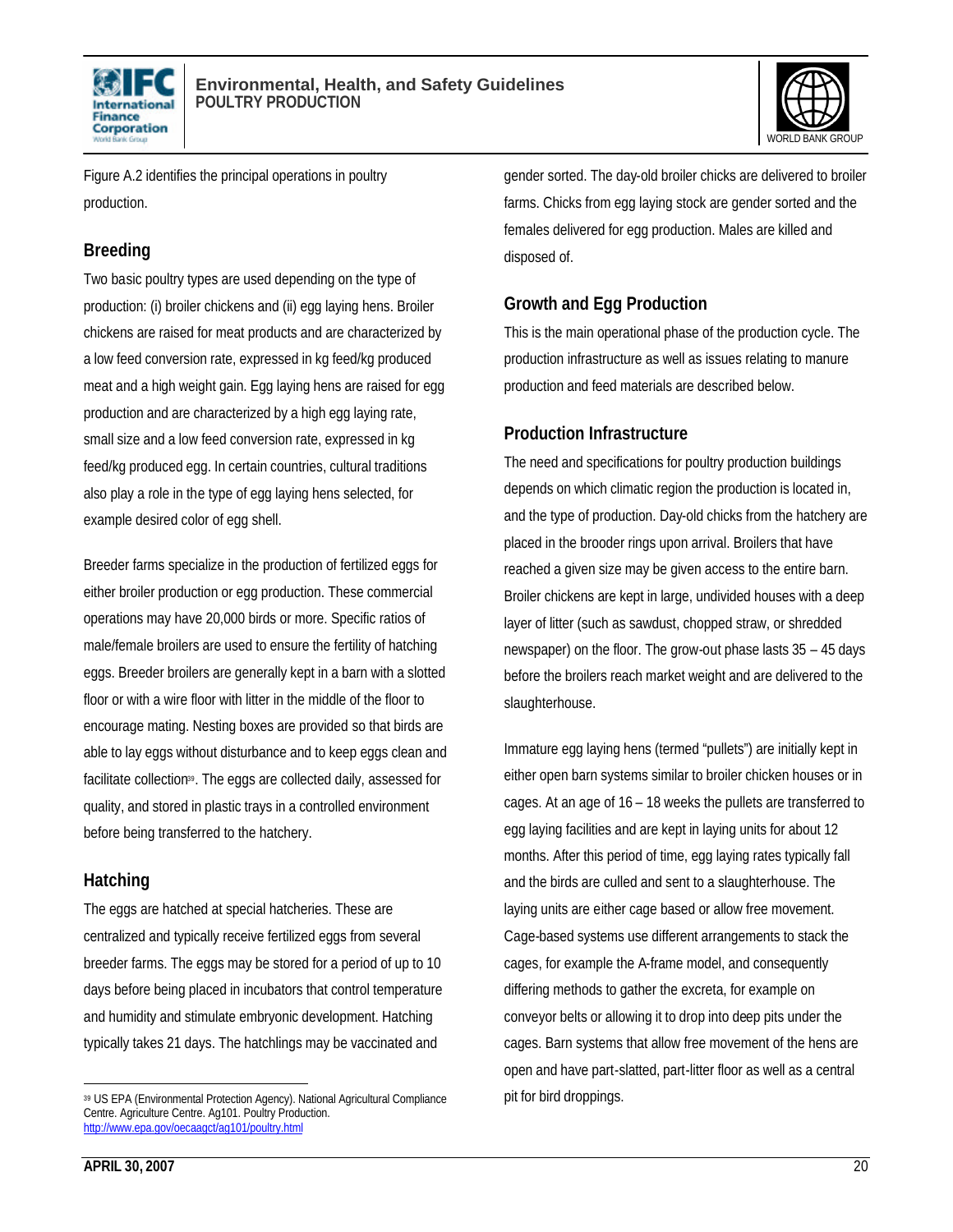Figure A.2 identifies the principal operations in poultry production.

## Breeding

Two basic poultry types are used depending on the type of production: (i) broiler chickens and (ii) egg laying hens. Broiler chickens are raised for meat products and are characterized by a low feed conversion rate, expressed in kg feed/kg produced meat and a high weight gain. Egg laying hens are raised for egg production and are characterized by a high egg laying rate, small size and a low feed conversion rate, expressed in kg feed/kg produced egg. In certain countries, cultural traditions also play a role in the type of egg laying hens selected, for example desired color of egg shell.

Breeder farms specialize in the production of fertilized eggs for either broiler production or egg production. These commercial operations may have 20,000 birds or more. Specific ratios of male/female broilers are used to ensure the fertility of hatching eggs. Breeder broilers are generally kept in a barn with a slotted floor or with a wire floor with litter in the middle of the floor to encourage mating. Nesting boxes are provided so that birds are able to lay eggs without disturbance and to keep eggs clean and facilitate collection[39]. The eggs are collected daily, assessed for quality, and stored in plastic trays in a controlled environment before being transferred to the hatchery.

## Hatching

The eggs are hatched at special hatcheries. These are centralized and typically receive fertilized eggs from several breeder farms. The eggs may be stored for a period of up to 10 days before being placed in incubators that control temperature and humidity and stimulate embryonic development. Hatching typically takes 21 days. The hatchlings may be vaccinated and gender sorted. The day-old broiler chicks are delivered to broiler farms. Chicks from egg laying stock are gender sorted and the females delivered for egg production. Males are killed and disposed of.

## Growth and Egg Production

This is the main operational phase of the production cycle. The production infrastructure as well as issues relating to manure production and feed materials are described below.

## Production Infrastructure

The need and specifications for poultry production buildings depends on which climatic region the production is located in, and the type of production. Day-old chicks from the hatchery are placed in the brooder rings upon arrival. Broilers that have reached a given size may be given access to the entire barn. Broiler chickens are kept in large, undivided houses with a deep layer of litter (such as sawdust, chopped straw, or shredded newspaper) on the floor. The grow-out phase lasts 35 – 45 days before the broilers reach market weight and are delivered to the slaughterhouse.

Immature egg laying hens (termed "pullets") are initially kept in either open barn systems similar to broiler chicken houses or in cages. At an age of 16 – 18 weeks the pullets are transferred to egg laying facilities and are kept in laying units for about 12 months. After this period of time, egg laying rates typically fall and the birds are culled and sent to a slaughterhouse. The laying units are either cage based or allow free movement. Cage-based systems use different arrangements to stack the cages, for example the A-frame model, and consequently differing methods to gather the excreta, for example on conveyor belts or allowing it to drop into deep pits under the cages. Barn systems that allow free movement of the hens are open and have part-slatted, part-litter floor as well as a central pit for bird droppings.

---

[39] US EPA (Environmental Protection Agency). National Agricultural Compliance Centre. Agriculture Centre. Ag101. Poultry Production. http://www.epa.gov/oecaagct/ag101/poultry.html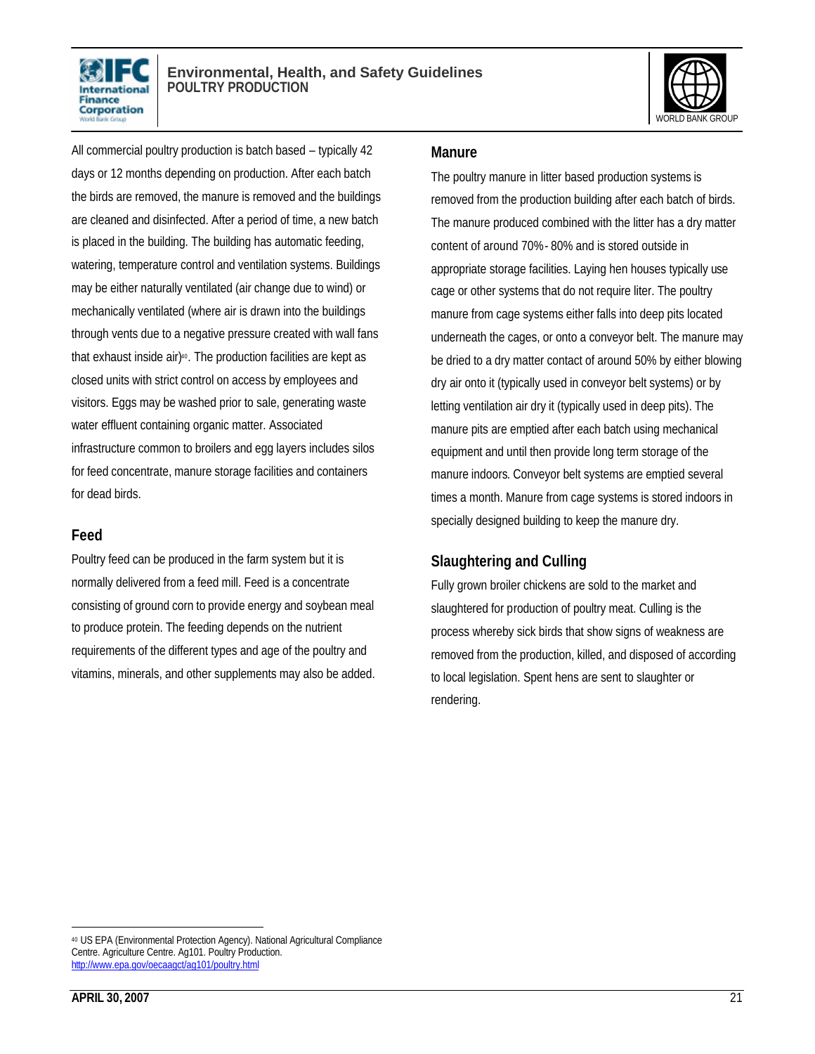All commercial poultry production is batch based – typically 42 days or 12 months depending on production. After each batch the birds are removed, the manure is removed and the buildings are cleaned and disinfected. After a period of time, a new batch is placed in the building. The building has automatic feeding, watering, temperature control and ventilation systems. Buildings may be either naturally ventilated (air change due to wind) or mechanically ventilated (where air is drawn into the buildings through vents due to a negative pressure created with wall fans that exhaust inside air)[40]. The production facilities are kept as closed units with strict control on access by employees and visitors. Eggs may be washed prior to sale, generating waste water effluent containing organic matter. Associated infrastructure common to broilers and egg layers includes silos for feed concentrate, manure storage facilities and containers for dead birds.

## Feed

Poultry feed can be produced in the farm system but it is normally delivered from a feed mill. Feed is a concentrate consisting of ground corn to provide energy and soybean meal to produce protein. The feeding depends on the nutrient requirements of the different types and age of the poultry and vitamins, minerals, and other supplements may also be added.

## Manure

The poultry manure in litter based production systems is removed from the production building after each batch of birds. The manure produced combined with the litter has a dry matter content of around 70%- 80% and is stored outside in appropriate storage facilities. Laying hen houses typically use cage or other systems that do not require liter. The poultry manure from cage systems either falls into deep pits located underneath the cages, or onto a conveyor belt. The manure may be dried to a dry matter contact of around 50% by either blowing dry air onto it (typically used in conveyor belt systems) or by letting ventilation air dry it (typically used in deep pits). The manure pits are emptied after each batch using mechanical equipment and until then provide long term storage of the manure indoors. Conveyor belt systems are emptied several times a month. Manure from cage systems is stored indoors in specially designed building to keep the manure dry.

## Slaughtering and Culling

Fully grown broiler chickens are sold to the market and slaughtered for production of poultry meat. Culling is the process whereby sick birds that show signs of weakness are removed from the production, killed, and disposed of according to local legislation. Spent hens are sent to slaughter or rendering.

---

[40] US EPA (Environmental Protection Agency). National Agricultural Compliance Centre. Agriculture Centre. Ag101. Poultry Production. http://www.epa.gov/oecaagct/ag101/poultry.html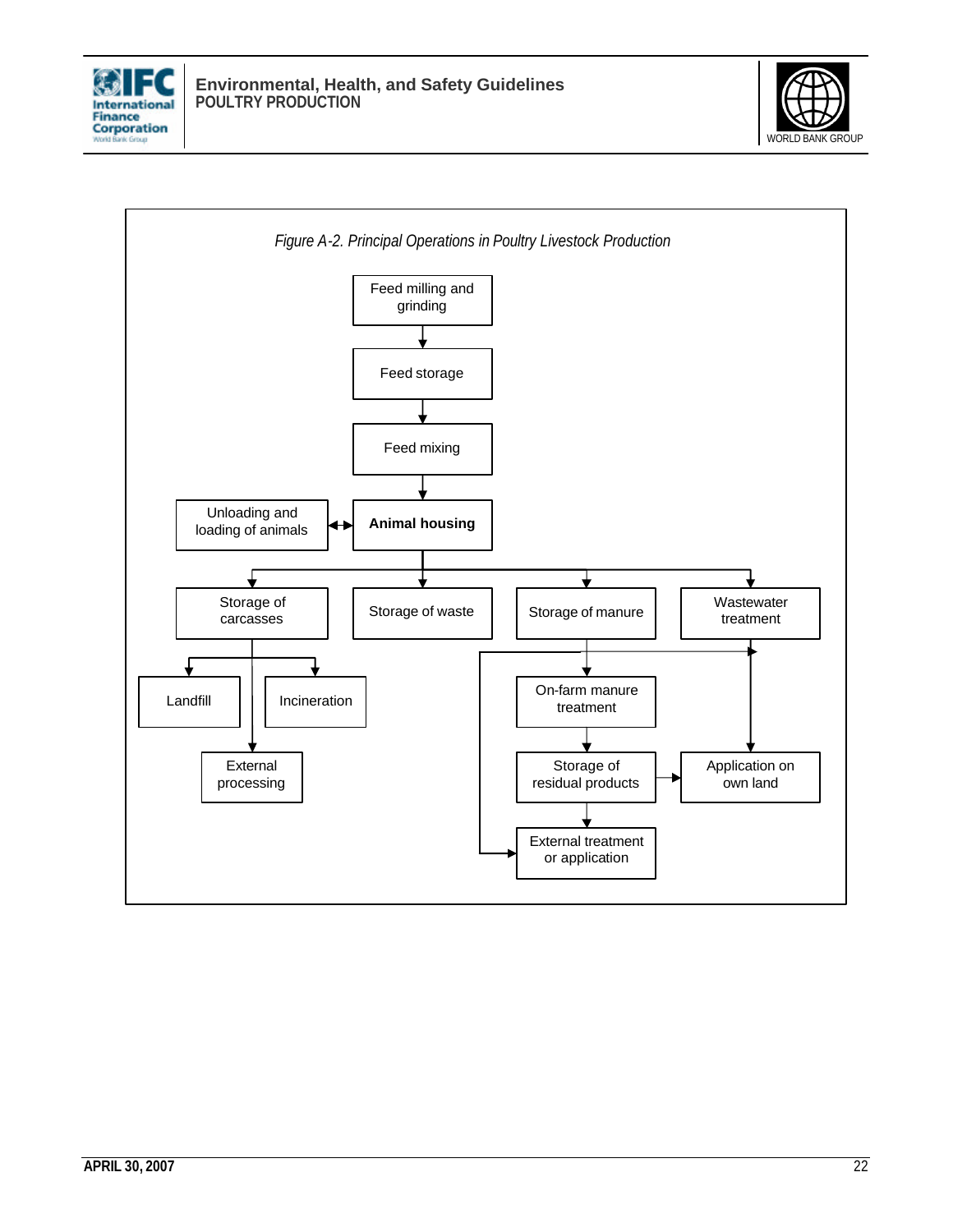*Figure A-2. Principal Operations in Poultry Livestock Production*

Feed milling and grinding

Feed storage

Feed mixing

Unloading and loading of animals

**Animal housing**

Storage of carcasses

Storage of waste

Storage of manure

Wastewater treatment

Landfill

Incineration

External processing

On-farm manure treatment

Storage of residual products

Application on own land

External treatment or application